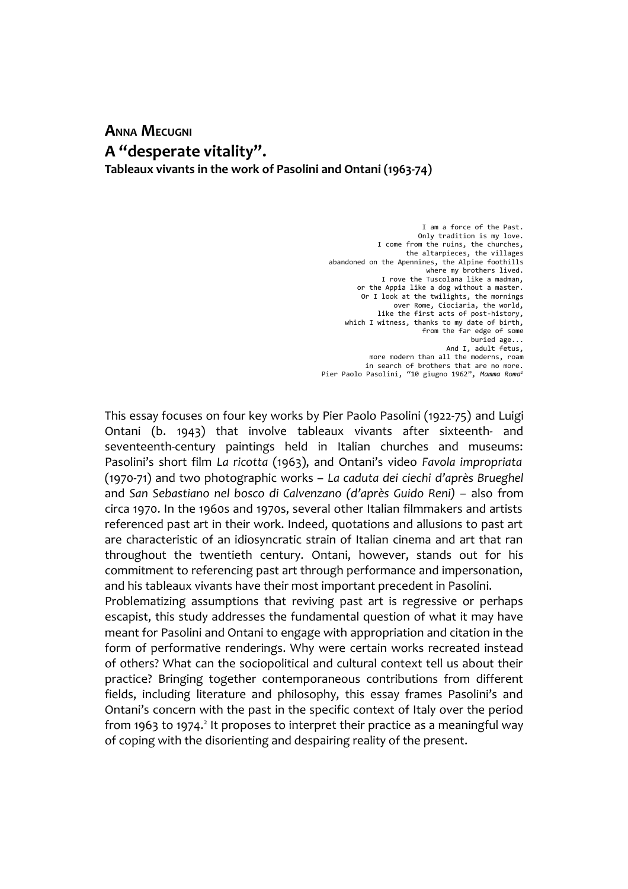**ANNA MECUGNI**

# A "desperate vitality".

### Tableaux vivants in the work of Pasolini and Ontani (1963-74)

> I am a force of the Past.
> Only tradition is my love.
> I come from the ruins, the churches,
> the altarpieces, the villages
> abandoned on the Apennines, the Alpine foothills
> where my brothers lived.
> I rove the Tuscolana like a madman,
> or the Appia like a dog without a master.
> Or I look at the twilights, the mornings
> over Rome, Ciociaria, the world,
> like the first acts of post-history,
> which I witness, thanks to my date of birth,
> from the far edge of some
> buried age...
> And I, adult fetus,
> more modern than all the moderns, roam
> in search of brothers that are no more.
> Pier Paolo Pasolini, "10 giugno 1962", *Mamma Roma*[1]

This essay focuses on four key works by Pier Paolo Pasolini (1922-75) and Luigi Ontani (b. 1943) that involve tableaux vivants after sixteenth- and seventeenth-century paintings held in Italian churches and museums: Pasolini's short film *La ricotta* (1963), and Ontani's video *Favola impropriata* (1970-71) and two photographic works – *La caduta dei ciechi d'après Brueghel* and *San Sebastiano nel bosco di Calvenzano (d'après Guido Reni)* – also from circa 1970. In the 1960s and 1970s, several other Italian filmmakers and artists referenced past art in their work. Indeed, quotations and allusions to past art are characteristic of an idiosyncratic strain of Italian cinema and art that ran throughout the twentieth century. Ontani, however, stands out for his commitment to referencing past art through performance and impersonation, and his tableaux vivants have their most important precedent in Pasolini.

Problematizing assumptions that reviving past art is regressive or perhaps escapist, this study addresses the fundamental question of what it may have meant for Pasolini and Ontani to engage with appropriation and citation in the form of performative renderings. Why were certain works recreated instead of others? What can the sociopolitical and cultural context tell us about their practice? Bringing together contemporaneous contributions from different fields, including literature and philosophy, this essay frames Pasolini's and Ontani's concern with the past in the specific context of Italy over the period from 1963 to 1974.[2] It proposes to interpret their practice as a meaningful way of coping with the disorienting and despairing reality of the present.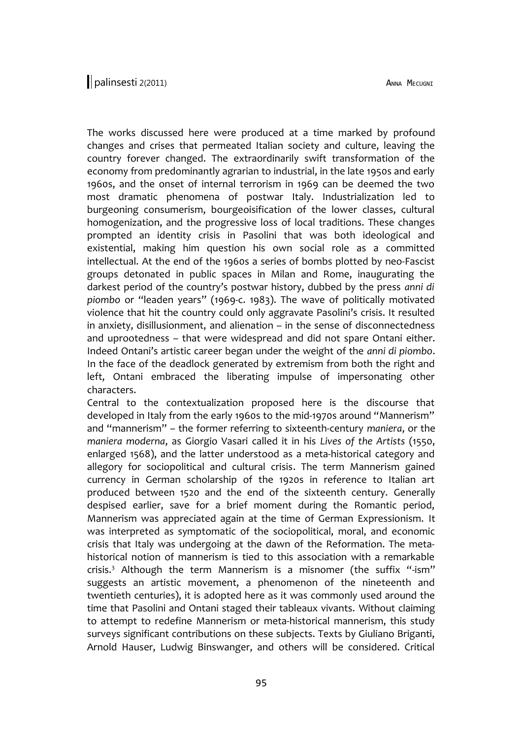The works discussed here were produced at a time marked by profound changes and crises that permeated Italian society and culture, leaving the country forever changed. The extraordinarily swift transformation of the economy from predominantly agrarian to industrial, in the late 1950s and early 1960s, and the onset of internal terrorism in 1969 can be deemed the two most dramatic phenomena of postwar Italy. Industrialization led to burgeoning consumerism, bourgeoisification of the lower classes, cultural homogenization, and the progressive loss of local traditions. These changes prompted an identity crisis in Pasolini that was both ideological and existential, making him question his own social role as a committed intellectual. At the end of the 1960s a series of bombs plotted by neo-Fascist groups detonated in public spaces in Milan and Rome, inaugurating the darkest period of the country's postwar history, dubbed by the press *anni di piombo* or "leaden years" (1969-c. 1983). The wave of politically motivated violence that hit the country could only aggravate Pasolini's crisis. It resulted in anxiety, disillusionment, and alienation – in the sense of disconnectedness and uprootedness – that were widespread and did not spare Ontani either. Indeed Ontani's artistic career began under the weight of the *anni di piombo*. In the face of the deadlock generated by extremism from both the right and left, Ontani embraced the liberating impulse of impersonating other characters.

Central to the contextualization proposed here is the discourse that developed in Italy from the early 1960s to the mid-1970s around "Mannerism" and "mannerism" – the former referring to sixteenth-century *maniera*, or the *maniera moderna*, as Giorgio Vasari called it in his *Lives of the Artists* (1550, enlarged 1568), and the latter understood as a meta-historical category and allegory for sociopolitical and cultural crisis. The term Mannerism gained currency in German scholarship of the 1920s in reference to Italian art produced between 1520 and the end of the sixteenth century. Generally despised earlier, save for a brief moment during the Romantic period, Mannerism was appreciated again at the time of German Expressionism. It was interpreted as symptomatic of the sociopolitical, moral, and economic crisis that Italy was undergoing at the dawn of the Reformation. The meta-historical notion of mannerism is tied to this association with a remarkable crisis.[3] Although the term Mannerism is a misnomer (the suffix "-ism" suggests an artistic movement, a phenomenon of the nineteenth and twentieth centuries), it is adopted here as it was commonly used around the time that Pasolini and Ontani staged their tableaux vivants. Without claiming to attempt to redefine Mannerism or meta-historical mannerism, this study surveys significant contributions on these subjects. Texts by Giuliano Briganti, Arnold Hauser, Ludwig Binswanger, and others will be considered. Critical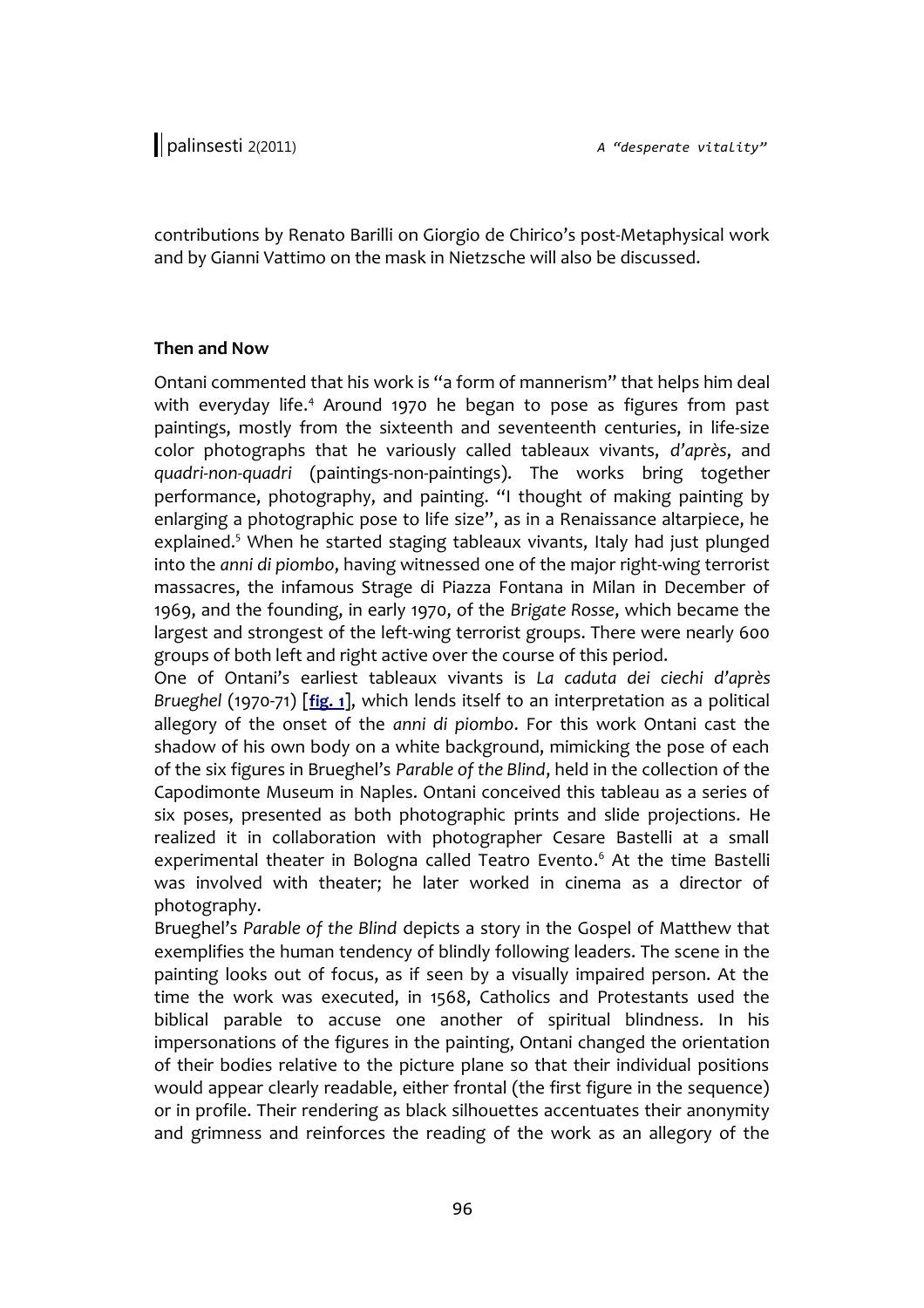contributions by Renato Barilli on Giorgio de Chirico's post-Metaphysical work and by Gianni Vattimo on the mask in Nietzsche will also be discussed.

**Then and Now**

Ontani commented that his work is "a form of mannerism" that helps him deal with everyday life.[4] Around 1970 he began to pose as figures from past paintings, mostly from the sixteenth and seventeenth centuries, in life-size color photographs that he variously called tableaux vivants, *d'après*, and *quadri-non-quadri* (paintings-non-paintings). The works bring together performance, photography, and painting. "I thought of making painting by enlarging a photographic pose to life size", as in a Renaissance altarpiece, he explained.[5] When he started staging tableaux vivants, Italy had just plunged into the *anni di piombo*, having witnessed one of the major right-wing terrorist massacres, the infamous Strage di Piazza Fontana in Milan in December of 1969, and the founding, in early 1970, of the *Brigate Rosse*, which became the largest and strongest of the left-wing terrorist groups. There were nearly 600 groups of both left and right active over the course of this period.

One of Ontani's earliest tableaux vivants is *La caduta dei ciechi d'après Brueghel* (1970-71) [**fig. 1**], which lends itself to an interpretation as a political allegory of the onset of the *anni di piombo*. For this work Ontani cast the shadow of his own body on a white background, mimicking the pose of each of the six figures in Brueghel's *Parable of the Blind*, held in the collection of the Capodimonte Museum in Naples. Ontani conceived this tableau as a series of six poses, presented as both photographic prints and slide projections. He realized it in collaboration with photographer Cesare Bastelli at a small experimental theater in Bologna called Teatro Evento.[6] At the time Bastelli was involved with theater; he later worked in cinema as a director of photography.

Brueghel's *Parable of the Blind* depicts a story in the Gospel of Matthew that exemplifies the human tendency of blindly following leaders. The scene in the painting looks out of focus, as if seen by a visually impaired person. At the time the work was executed, in 1568, Catholics and Protestants used the biblical parable to accuse one another of spiritual blindness. In his impersonations of the figures in the painting, Ontani changed the orientation of their bodies relative to the picture plane so that their individual positions would appear clearly readable, either frontal (the first figure in the sequence) or in profile. Their rendering as black silhouettes accentuates their anonymity and grimness and reinforces the reading of the work as an allegory of the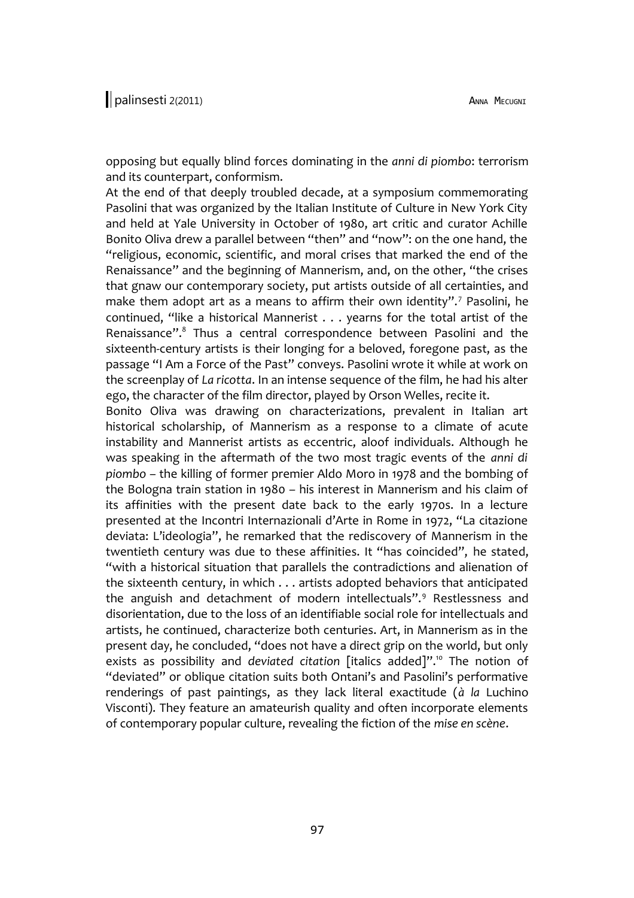opposing but equally blind forces dominating in the *anni di piombo*: terrorism and its counterpart, conformism.

At the end of that deeply troubled decade, at a symposium commemorating Pasolini that was organized by the Italian Institute of Culture in New York City and held at Yale University in October of 1980, art critic and curator Achille Bonito Oliva drew a parallel between "then" and "now": on the one hand, the "religious, economic, scientific, and moral crises that marked the end of the Renaissance" and the beginning of Mannerism, and, on the other, "the crises that gnaw our contemporary society, put artists outside of all certainties, and make them adopt art as a means to affirm their own identity".[7] Pasolini, he continued, "like a historical Mannerist . . . yearns for the total artist of the Renaissance".[8] Thus a central correspondence between Pasolini and the sixteenth-century artists is their longing for a beloved, foregone past, as the passage "I Am a Force of the Past" conveys. Pasolini wrote it while at work on the screenplay of *La ricotta*. In an intense sequence of the film, he had his alter ego, the character of the film director, played by Orson Welles, recite it.

Bonito Oliva was drawing on characterizations, prevalent in Italian art historical scholarship, of Mannerism as a response to a climate of acute instability and Mannerist artists as eccentric, aloof individuals. Although he was speaking in the aftermath of the two most tragic events of the *anni di piombo* – the killing of former premier Aldo Moro in 1978 and the bombing of the Bologna train station in 1980 – his interest in Mannerism and his claim of its affinities with the present date back to the early 1970s. In a lecture presented at the Incontri Internazionali d'Arte in Rome in 1972, "La citazione deviata: L'ideologia", he remarked that the rediscovery of Mannerism in the twentieth century was due to these affinities. It "has coincided", he stated, "with a historical situation that parallels the contradictions and alienation of the sixteenth century, in which . . . artists adopted behaviors that anticipated the anguish and detachment of modern intellectuals".[9] Restlessness and disorientation, due to the loss of an identifiable social role for intellectuals and artists, he continued, characterize both centuries. Art, in Mannerism as in the present day, he concluded, "does not have a direct grip on the world, but only exists as possibility and *deviated citation* [italics added]".[10] The notion of "deviated" or oblique citation suits both Ontani's and Pasolini's performative renderings of past paintings, as they lack literal exactitude (*à la* Luchino Visconti). They feature an amateurish quality and often incorporate elements of contemporary popular culture, revealing the fiction of the *mise en scène*.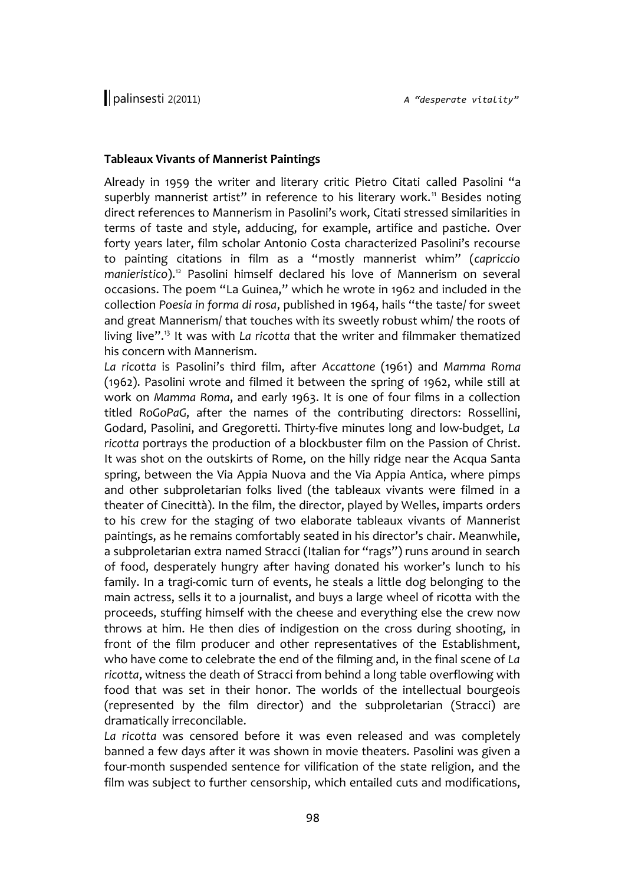### Tableaux Vivants of Mannerist Paintings

Already in 1959 the writer and literary critic Pietro Citati called Pasolini "a superbly mannerist artist" in reference to his literary work.[11] Besides noting direct references to Mannerism in Pasolini's work, Citati stressed similarities in terms of taste and style, adducing, for example, artifice and pastiche. Over forty years later, film scholar Antonio Costa characterized Pasolini's recourse to painting citations in film as a "mostly mannerist whim" (*capriccio manieristico*).[12] Pasolini himself declared his love of Mannerism on several occasions. The poem "La Guinea," which he wrote in 1962 and included in the collection *Poesia in forma di rosa*, published in 1964, hails "the taste/ for sweet and great Mannerism/ that touches with its sweetly robust whim/ the roots of living live".[13] It was with *La ricotta* that the writer and filmmaker thematized his concern with Mannerism.

*La ricotta* is Pasolini's third film, after *Accattone* (1961) and *Mamma Roma* (1962). Pasolini wrote and filmed it between the spring of 1962, while still at work on *Mamma Roma*, and early 1963. It is one of four films in a collection titled *RoGoPaG*, after the names of the contributing directors: Rossellini, Godard, Pasolini, and Gregoretti. Thirty-five minutes long and low-budget, *La ricotta* portrays the production of a blockbuster film on the Passion of Christ. It was shot on the outskirts of Rome, on the hilly ridge near the Acqua Santa spring, between the Via Appia Nuova and the Via Appia Antica, where pimps and other subproletarian folks lived (the tableaux vivants were filmed in a theater of Cinecittà). In the film, the director, played by Welles, imparts orders to his crew for the staging of two elaborate tableaux vivants of Mannerist paintings, as he remains comfortably seated in his director's chair. Meanwhile, a subproletarian extra named Stracci (Italian for "rags") runs around in search of food, desperately hungry after having donated his worker's lunch to his family. In a tragi-comic turn of events, he steals a little dog belonging to the main actress, sells it to a journalist, and buys a large wheel of ricotta with the proceeds, stuffing himself with the cheese and everything else the crew now throws at him. He then dies of indigestion on the cross during shooting, in front of the film producer and other representatives of the Establishment, who have come to celebrate the end of the filming and, in the final scene of *La ricotta*, witness the death of Stracci from behind a long table overflowing with food that was set in their honor. The worlds of the intellectual bourgeois (represented by the film director) and the subproletarian (Stracci) are dramatically irreconcilable.

*La ricotta* was censored before it was even released and was completely banned a few days after it was shown in movie theaters. Pasolini was given a four-month suspended sentence for vilification of the state religion, and the film was subject to further censorship, which entailed cuts and modifications,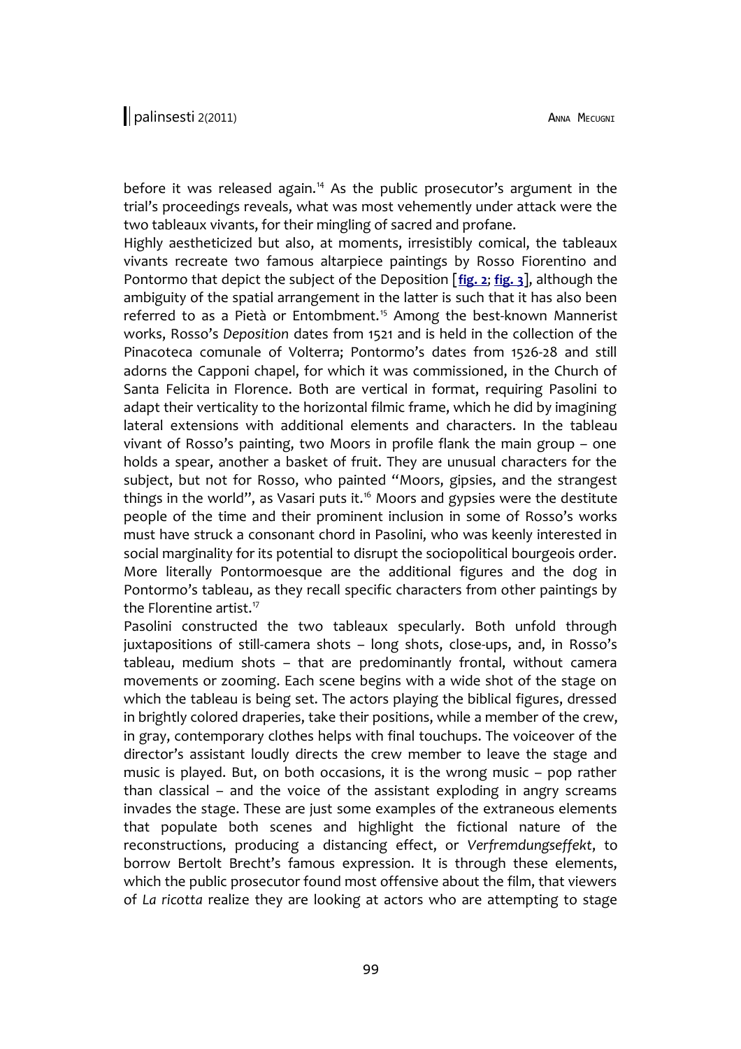before it was released again.[14] As the public prosecutor's argument in the trial's proceedings reveals, what was most vehemently under attack were the two tableaux vivants, for their mingling of sacred and profane.

Highly aestheticized but also, at moments, irresistibly comical, the tableaux vivants recreate two famous altarpiece paintings by Rosso Fiorentino and Pontormo that depict the subject of the Deposition [**fig. 2**; **fig. 3**], although the ambiguity of the spatial arrangement in the latter is such that it has also been referred to as a Pietà or Entombment.[15] Among the best-known Mannerist works, Rosso's *Deposition* dates from 1521 and is held in the collection of the Pinacoteca comunale of Volterra; Pontormo's dates from 1526-28 and still adorns the Capponi chapel, for which it was commissioned, in the Church of Santa Felicita in Florence. Both are vertical in format, requiring Pasolini to adapt their verticality to the horizontal filmic frame, which he did by imagining lateral extensions with additional elements and characters. In the tableau vivant of Rosso's painting, two Moors in profile flank the main group – one holds a spear, another a basket of fruit. They are unusual characters for the subject, but not for Rosso, who painted "Moors, gipsies, and the strangest things in the world", as Vasari puts it.[16] Moors and gypsies were the destitute people of the time and their prominent inclusion in some of Rosso's works must have struck a consonant chord in Pasolini, who was keenly interested in social marginality for its potential to disrupt the sociopolitical bourgeois order. More literally Pontormoesque are the additional figures and the dog in Pontormo's tableau, as they recall specific characters from other paintings by the Florentine artist.[17]

Pasolini constructed the two tableaux specularly. Both unfold through juxtapositions of still-camera shots – long shots, close-ups, and, in Rosso's tableau, medium shots – that are predominantly frontal, without camera movements or zooming. Each scene begins with a wide shot of the stage on which the tableau is being set. The actors playing the biblical figures, dressed in brightly colored draperies, take their positions, while a member of the crew, in gray, contemporary clothes helps with final touchups. The voiceover of the director's assistant loudly directs the crew member to leave the stage and music is played. But, on both occasions, it is the wrong music – pop rather than classical – and the voice of the assistant exploding in angry screams invades the stage. These are just some examples of the extraneous elements that populate both scenes and highlight the fictional nature of the reconstructions, producing a distancing effect, or *Verfremdungseffekt*, to borrow Bertolt Brecht's famous expression. It is through these elements, which the public prosecutor found most offensive about the film, that viewers of *La ricotta* realize they are looking at actors who are attempting to stage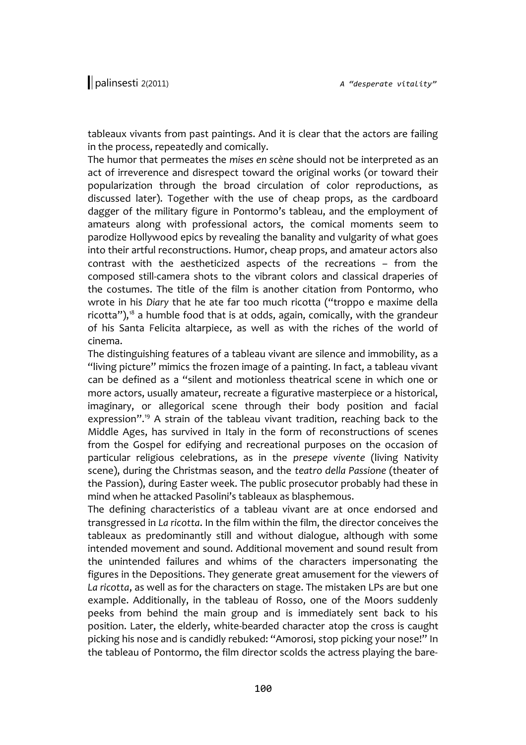tableaux vivants from past paintings. And it is clear that the actors are failing in the process, repeatedly and comically.

The humor that permeates the *mises en scène* should not be interpreted as an act of irreverence and disrespect toward the original works (or toward their popularization through the broad circulation of color reproductions, as discussed later). Together with the use of cheap props, as the cardboard dagger of the military figure in Pontormo's tableau, and the employment of amateurs along with professional actors, the comical moments seem to parodize Hollywood epics by revealing the banality and vulgarity of what goes into their artful reconstructions. Humor, cheap props, and amateur actors also contrast with the aestheticized aspects of the recreations – from the composed still-camera shots to the vibrant colors and classical draperies of the costumes. The title of the film is another citation from Pontormo, who wrote in his *Diary* that he ate far too much ricotta ("troppo e maxime della ricotta"),[18] a humble food that is at odds, again, comically, with the grandeur of his Santa Felicita altarpiece, as well as with the riches of the world of cinema.

The distinguishing features of a tableau vivant are silence and immobility, as a "living picture" mimics the frozen image of a painting. In fact, a tableau vivant can be defined as a "silent and motionless theatrical scene in which one or more actors, usually amateur, recreate a figurative masterpiece or a historical, imaginary, or allegorical scene through their body position and facial expression".[19] A strain of the tableau vivant tradition, reaching back to the Middle Ages, has survived in Italy in the form of reconstructions of scenes from the Gospel for edifying and recreational purposes on the occasion of particular religious celebrations, as in the *presepe vivente* (living Nativity scene), during the Christmas season, and the *teatro della Passione* (theater of the Passion), during Easter week. The public prosecutor probably had these in mind when he attacked Pasolini's tableaux as blasphemous.

The defining characteristics of a tableau vivant are at once endorsed and transgressed in *La ricotta*. In the film within the film, the director conceives the tableaux as predominantly still and without dialogue, although with some intended movement and sound. Additional movement and sound result from the unintended failures and whims of the characters impersonating the figures in the Depositions. They generate great amusement for the viewers of *La ricotta*, as well as for the characters on stage. The mistaken LPs are but one example. Additionally, in the tableau of Rosso, one of the Moors suddenly peeks from behind the main group and is immediately sent back to his position. Later, the elderly, white-bearded character atop the cross is caught picking his nose and is candidly rebuked: "Amorosi, stop picking your nose!" In the tableau of Pontormo, the film director scolds the actress playing the bare-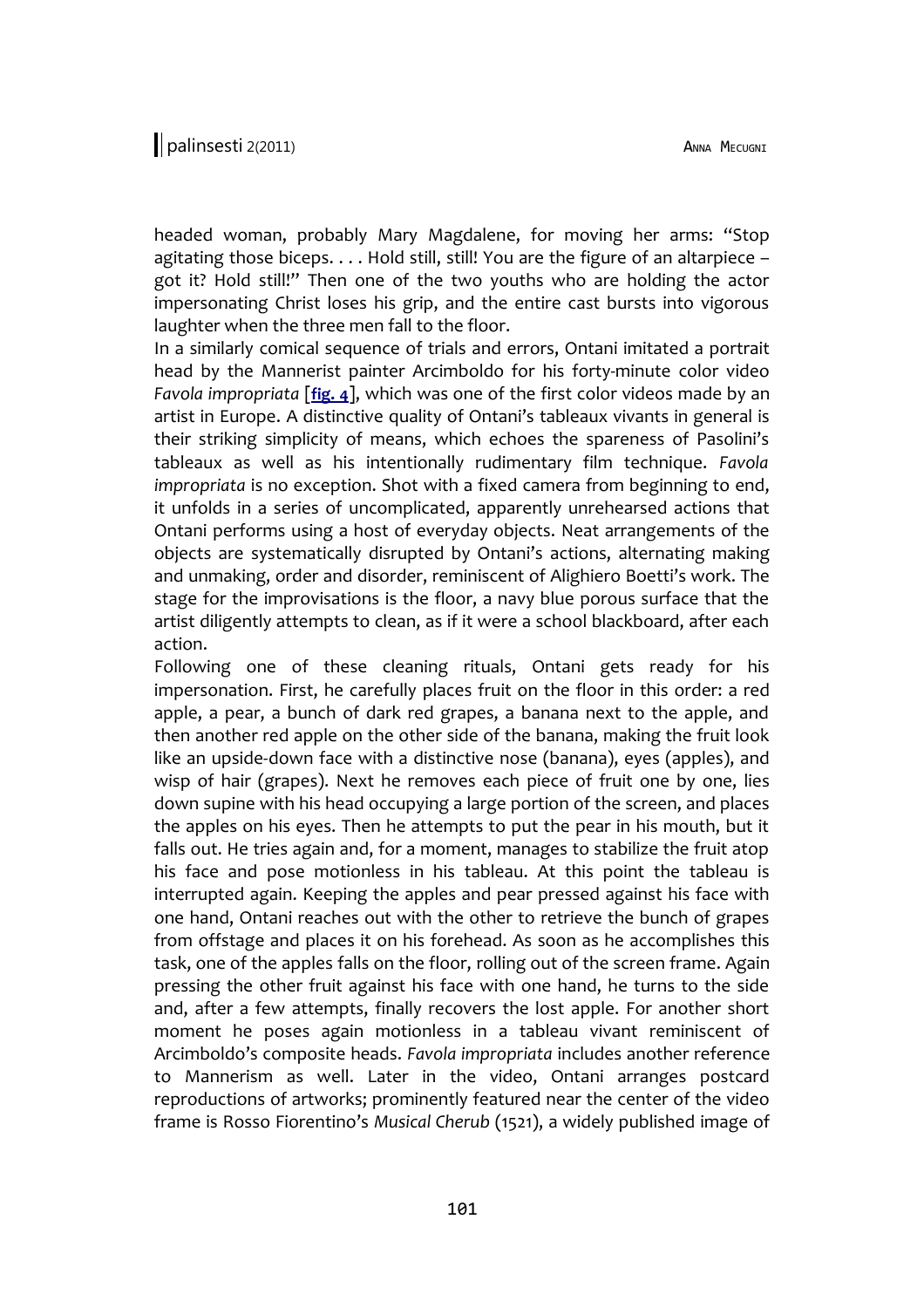headed woman, probably Mary Magdalene, for moving her arms: "Stop agitating those biceps. . . . Hold still, still! You are the figure of an altarpiece – got it? Hold still!" Then one of the two youths who are holding the actor impersonating Christ loses his grip, and the entire cast bursts into vigorous laughter when the three men fall to the floor.

In a similarly comical sequence of trials and errors, Ontani imitated a portrait head by the Mannerist painter Arcimboldo for his forty-minute color video *Favola impropriata* [**fig. 4**], which was one of the first color videos made by an artist in Europe. A distinctive quality of Ontani's tableaux vivants in general is their striking simplicity of means, which echoes the spareness of Pasolini's tableaux as well as his intentionally rudimentary film technique. *Favola impropriata* is no exception. Shot with a fixed camera from beginning to end, it unfolds in a series of uncomplicated, apparently unrehearsed actions that Ontani performs using a host of everyday objects. Neat arrangements of the objects are systematically disrupted by Ontani's actions, alternating making and unmaking, order and disorder, reminiscent of Alighiero Boetti's work. The stage for the improvisations is the floor, a navy blue porous surface that the artist diligently attempts to clean, as if it were a school blackboard, after each action.

Following one of these cleaning rituals, Ontani gets ready for his impersonation. First, he carefully places fruit on the floor in this order: a red apple, a pear, a bunch of dark red grapes, a banana next to the apple, and then another red apple on the other side of the banana, making the fruit look like an upside-down face with a distinctive nose (banana), eyes (apples), and wisp of hair (grapes). Next he removes each piece of fruit one by one, lies down supine with his head occupying a large portion of the screen, and places the apples on his eyes. Then he attempts to put the pear in his mouth, but it falls out. He tries again and, for a moment, manages to stabilize the fruit atop his face and pose motionless in his tableau. At this point the tableau is interrupted again. Keeping the apples and pear pressed against his face with one hand, Ontani reaches out with the other to retrieve the bunch of grapes from offstage and places it on his forehead. As soon as he accomplishes this task, one of the apples falls on the floor, rolling out of the screen frame. Again pressing the other fruit against his face with one hand, he turns to the side and, after a few attempts, finally recovers the lost apple. For another short moment he poses again motionless in a tableau vivant reminiscent of Arcimboldo's composite heads. *Favola impropriata* includes another reference to Mannerism as well. Later in the video, Ontani arranges postcard reproductions of artworks; prominently featured near the center of the video frame is Rosso Fiorentino's *Musical Cherub* (1521), a widely published image of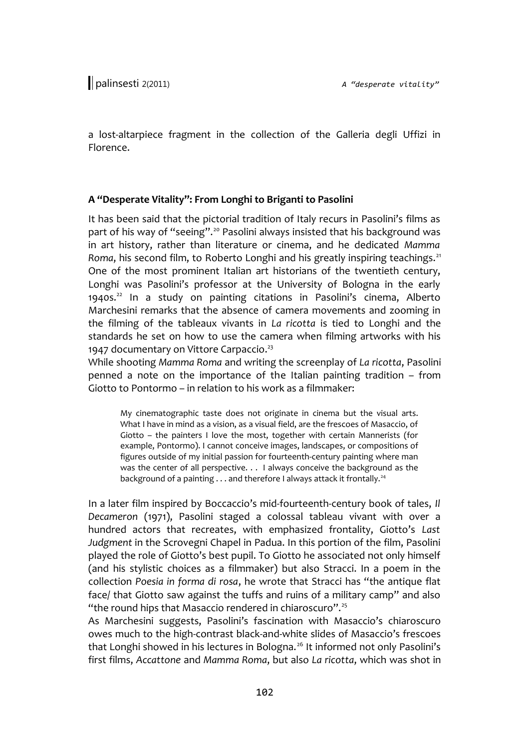a lost-altarpiece fragment in the collection of the Galleria degli Uffizi in Florence.

### A "Desperate Vitality": From Longhi to Briganti to Pasolini

It has been said that the pictorial tradition of Italy recurs in Pasolini's films as part of his way of "seeing".[20] Pasolini always insisted that his background was in art history, rather than literature or cinema, and he dedicated *Mamma Roma*, his second film, to Roberto Longhi and his greatly inspiring teachings.[21] One of the most prominent Italian art historians of the twentieth century, Longhi was Pasolini's professor at the University of Bologna in the early 1940s.[22] In a study on painting citations in Pasolini's cinema, Alberto Marchesini remarks that the absence of camera movements and zooming in the filming of the tableaux vivants in *La ricotta* is tied to Longhi and the standards he set on how to use the camera when filming artworks with his 1947 documentary on Vittore Carpaccio.[23]

While shooting *Mamma Roma* and writing the screenplay of *La ricotta*, Pasolini penned a note on the importance of the Italian painting tradition – from Giotto to Pontormo – in relation to his work as a filmmaker:

> My cinematographic taste does not originate in cinema but the visual arts. What I have in mind as a vision, as a visual field, are the frescoes of Masaccio, of Giotto – the painters I love the most, together with certain Mannerists (for example, Pontormo). I cannot conceive images, landscapes, or compositions of figures outside of my initial passion for fourteenth-century painting where man was the center of all perspective. . . I always conceive the background as the background of a painting . . . and therefore I always attack it frontally.[24]

In a later film inspired by Boccaccio's mid-fourteenth-century book of tales, *Il Decameron* (1971), Pasolini staged a colossal tableau vivant with over a hundred actors that recreates, with emphasized frontality, Giotto's *Last Judgment* in the Scrovegni Chapel in Padua. In this portion of the film, Pasolini played the role of Giotto's best pupil. To Giotto he associated not only himself (and his stylistic choices as a filmmaker) but also Stracci. In a poem in the collection *Poesia in forma di rosa*, he wrote that Stracci has "the antique flat face/ that Giotto saw against the tuffs and ruins of a military camp" and also "the round hips that Masaccio rendered in chiaroscuro".[25]

As Marchesini suggests, Pasolini's fascination with Masaccio's chiaroscuro owes much to the high-contrast black-and-white slides of Masaccio's frescoes that Longhi showed in his lectures in Bologna.[26] It informed not only Pasolini's first films, *Accattone* and *Mamma Roma*, but also *La ricotta*, which was shot in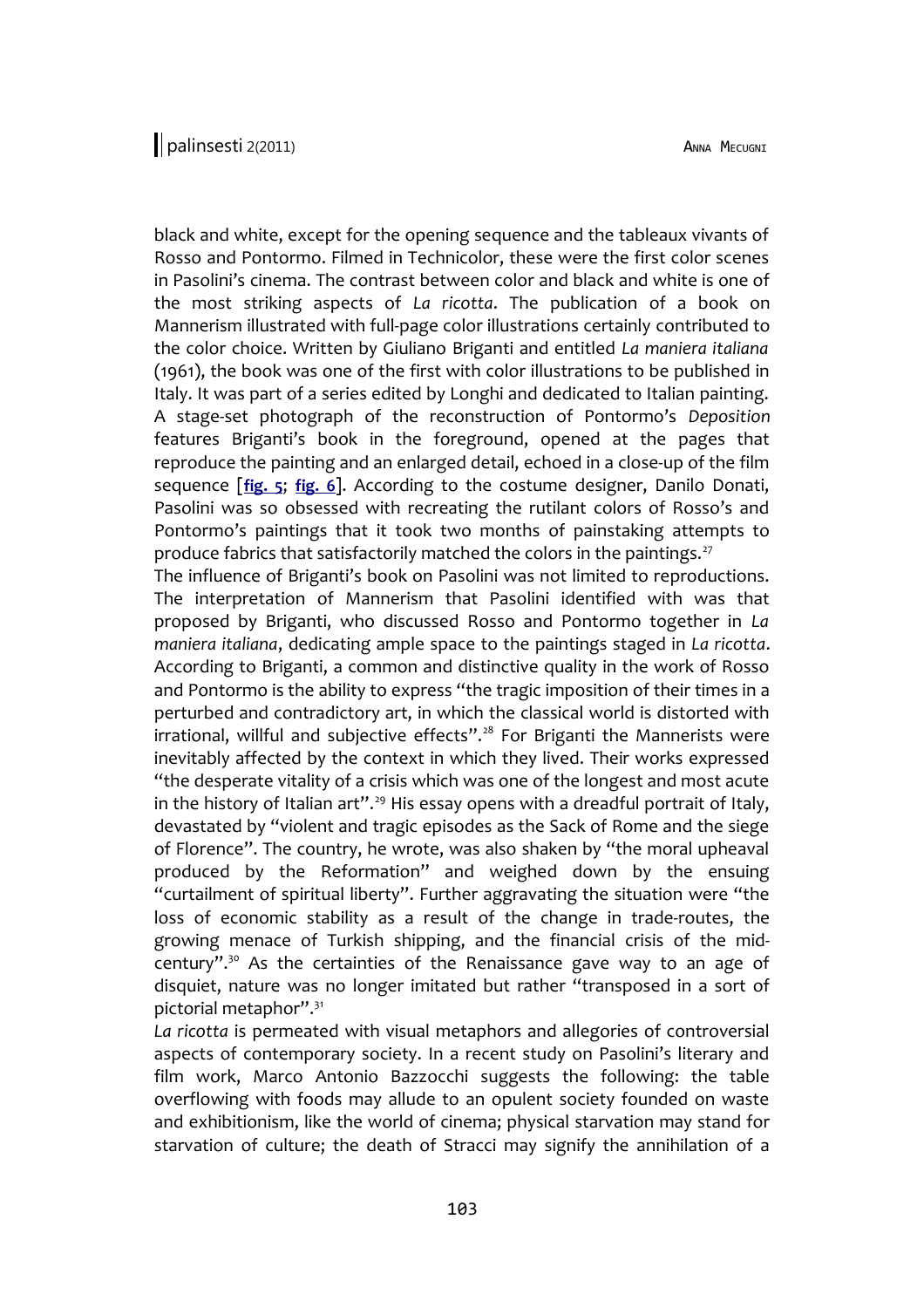black and white, except for the opening sequence and the tableaux vivants of Rosso and Pontormo. Filmed in Technicolor, these were the first color scenes in Pasolini's cinema. The contrast between color and black and white is one of the most striking aspects of *La ricotta*. The publication of a book on Mannerism illustrated with full-page color illustrations certainly contributed to the color choice. Written by Giuliano Briganti and entitled *La maniera italiana* (1961), the book was one of the first with color illustrations to be published in Italy. It was part of a series edited by Longhi and dedicated to Italian painting. A stage-set photograph of the reconstruction of Pontormo's *Deposition* features Briganti's book in the foreground, opened at the pages that reproduce the painting and an enlarged detail, echoed in a close-up of the film sequence [**fig. 5**; **fig. 6**]. According to the costume designer, Danilo Donati, Pasolini was so obsessed with recreating the rutilant colors of Rosso's and Pontormo's paintings that it took two months of painstaking attempts to produce fabrics that satisfactorily matched the colors in the paintings.[27]

The influence of Briganti's book on Pasolini was not limited to reproductions. The interpretation of Mannerism that Pasolini identified with was that proposed by Briganti, who discussed Rosso and Pontormo together in *La maniera italiana*, dedicating ample space to the paintings staged in *La ricotta*. According to Briganti, a common and distinctive quality in the work of Rosso and Pontormo is the ability to express "the tragic imposition of their times in a perturbed and contradictory art, in which the classical world is distorted with irrational, willful and subjective effects".[28] For Briganti the Mannerists were inevitably affected by the context in which they lived. Their works expressed "the desperate vitality of a crisis which was one of the longest and most acute in the history of Italian art".[29] His essay opens with a dreadful portrait of Italy, devastated by "violent and tragic episodes as the Sack of Rome and the siege of Florence". The country, he wrote, was also shaken by "the moral upheaval produced by the Reformation" and weighed down by the ensuing "curtailment of spiritual liberty". Further aggravating the situation were "the loss of economic stability as a result of the change in trade-routes, the growing menace of Turkish shipping, and the financial crisis of the mid-century".[30] As the certainties of the Renaissance gave way to an age of disquiet, nature was no longer imitated but rather "transposed in a sort of pictorial metaphor".[31]

*La ricotta* is permeated with visual metaphors and allegories of controversial aspects of contemporary society. In a recent study on Pasolini's literary and film work, Marco Antonio Bazzocchi suggests the following: the table overflowing with foods may allude to an opulent society founded on waste and exhibitionism, like the world of cinema; physical starvation may stand for starvation of culture; the death of Stracci may signify the annihilation of a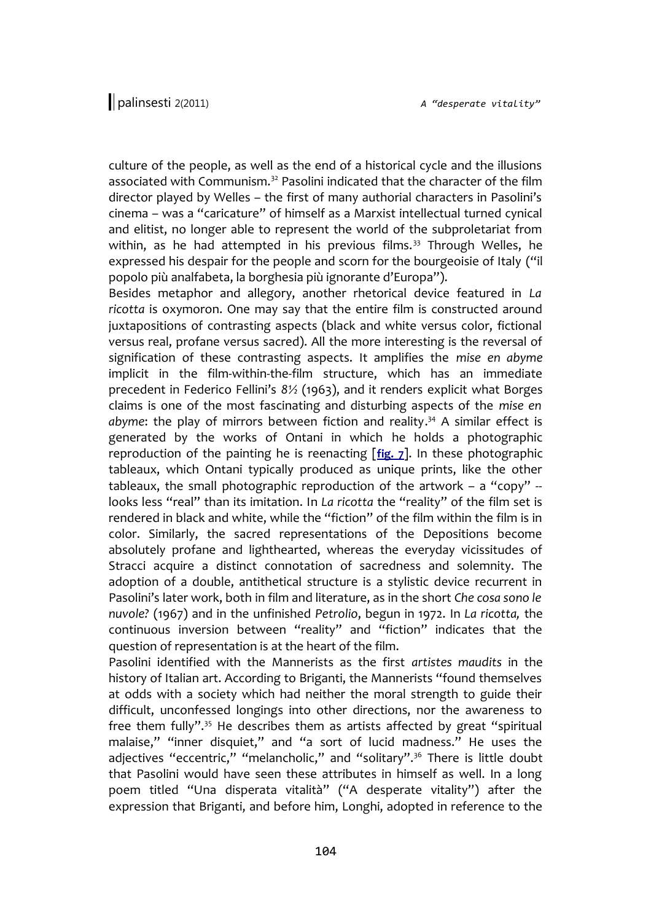culture of the people, as well as the end of a historical cycle and the illusions associated with Communism.[32] Pasolini indicated that the character of the film director played by Welles – the first of many authorial characters in Pasolini's cinema – was a "caricature" of himself as a Marxist intellectual turned cynical and elitist, no longer able to represent the world of the subproletariat from within, as he had attempted in his previous films.[33] Through Welles, he expressed his despair for the people and scorn for the bourgeoisie of Italy ("il popolo più analfabeta, la borghesia più ignorante d'Europa").

Besides metaphor and allegory, another rhetorical device featured in *La ricotta* is oxymoron. One may say that the entire film is constructed around juxtapositions of contrasting aspects (black and white versus color, fictional versus real, profane versus sacred). All the more interesting is the reversal of signification of these contrasting aspects. It amplifies the *mise en abyme* implicit in the film-within-the-film structure, which has an immediate precedent in Federico Fellini's *8½* (1963), and it renders explicit what Borges claims is one of the most fascinating and disturbing aspects of the *mise en abyme*: the play of mirrors between fiction and reality.[34] A similar effect is generated by the works of Ontani in which he holds a photographic reproduction of the painting he is reenacting [**fig. 7**]. In these photographic tableaux, which Ontani typically produced as unique prints, like the other tableaux, the small photographic reproduction of the artwork – a "copy" -- looks less "real" than its imitation. In *La ricotta* the "reality" of the film set is rendered in black and white, while the "fiction" of the film within the film is in color. Similarly, the sacred representations of the Depositions become absolutely profane and lighthearted, whereas the everyday vicissitudes of Stracci acquire a distinct connotation of sacredness and solemnity. The adoption of a double, antithetical structure is a stylistic device recurrent in Pasolini's later work, both in film and literature, as in the short *Che cosa sono le nuvole?* (1967) and in the unfinished *Petrolio*, begun in 1972. In *La ricotta,* the continuous inversion between "reality" and "fiction" indicates that the question of representation is at the heart of the film.

Pasolini identified with the Mannerists as the first *artistes maudits* in the history of Italian art. According to Briganti, the Mannerists "found themselves at odds with a society which had neither the moral strength to guide their difficult, unconfessed longings into other directions, nor the awareness to free them fully".[35] He describes them as artists affected by great "spiritual malaise," "inner disquiet," and "a sort of lucid madness." He uses the adjectives "eccentric," "melancholic," and "solitary".[36] There is little doubt that Pasolini would have seen these attributes in himself as well. In a long poem titled "Una disperata vitalità" ("A desperate vitality") after the expression that Briganti, and before him, Longhi, adopted in reference to the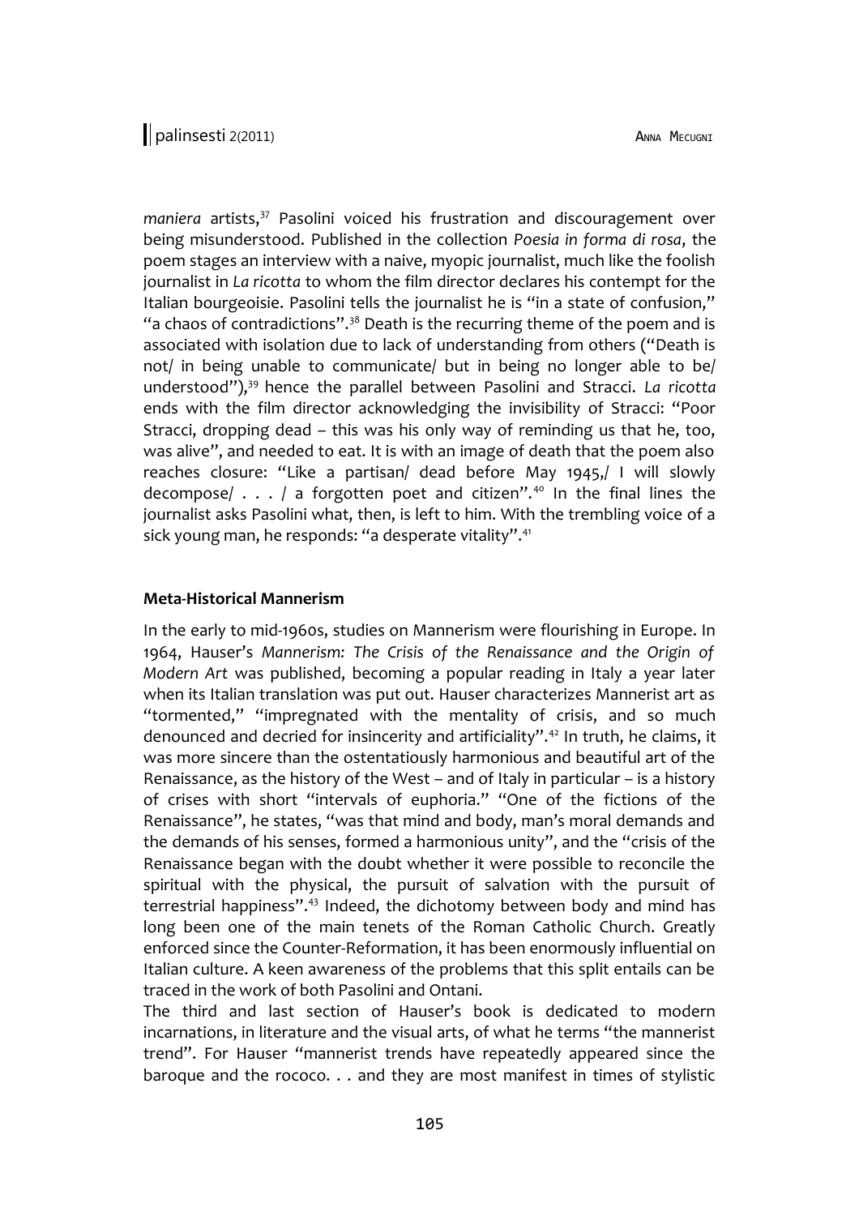*maniera* artists,[37] Pasolini voiced his frustration and discouragement over being misunderstood. Published in the collection *Poesia in forma di rosa*, the poem stages an interview with a naive, myopic journalist, much like the foolish journalist in *La ricotta* to whom the film director declares his contempt for the Italian bourgeoisie. Pasolini tells the journalist he is "in a state of confusion," "a chaos of contradictions".[38] Death is the recurring theme of the poem and is associated with isolation due to lack of understanding from others ("Death is not/ in being unable to communicate/ but in being no longer able to be/ understood"),[39] hence the parallel between Pasolini and Stracci. *La ricotta* ends with the film director acknowledging the invisibility of Stracci: "Poor Stracci, dropping dead – this was his only way of reminding us that he, too, was alive", and needed to eat. It is with an image of death that the poem also reaches closure: "Like a partisan/ dead before May 1945,/ I will slowly decompose/ . . . / a forgotten poet and citizen".[40] In the final lines the journalist asks Pasolini what, then, is left to him. With the trembling voice of a sick young man, he responds: "a desperate vitality".[41]

### Meta-Historical Mannerism

In the early to mid-1960s, studies on Mannerism were flourishing in Europe. In 1964, Hauser's *Mannerism: The Crisis of the Renaissance and the Origin of Modern Art* was published, becoming a popular reading in Italy a year later when its Italian translation was put out. Hauser characterizes Mannerist art as "tormented," "impregnated with the mentality of crisis, and so much denounced and decried for insincerity and artificiality".[42] In truth, he claims, it was more sincere than the ostentatiously harmonious and beautiful art of the Renaissance, as the history of the West – and of Italy in particular – is a history of crises with short "intervals of euphoria." "One of the fictions of the Renaissance", he states, "was that mind and body, man's moral demands and the demands of his senses, formed a harmonious unity", and the "crisis of the Renaissance began with the doubt whether it were possible to reconcile the spiritual with the physical, the pursuit of salvation with the pursuit of terrestrial happiness".[43] Indeed, the dichotomy between body and mind has long been one of the main tenets of the Roman Catholic Church. Greatly enforced since the Counter-Reformation, it has been enormously influential on Italian culture. A keen awareness of the problems that this split entails can be traced in the work of both Pasolini and Ontani.

The third and last section of Hauser's book is dedicated to modern incarnations, in literature and the visual arts, of what he terms "the mannerist trend". For Hauser "mannerist trends have repeatedly appeared since the baroque and the rococo. . . and they are most manifest in times of stylistic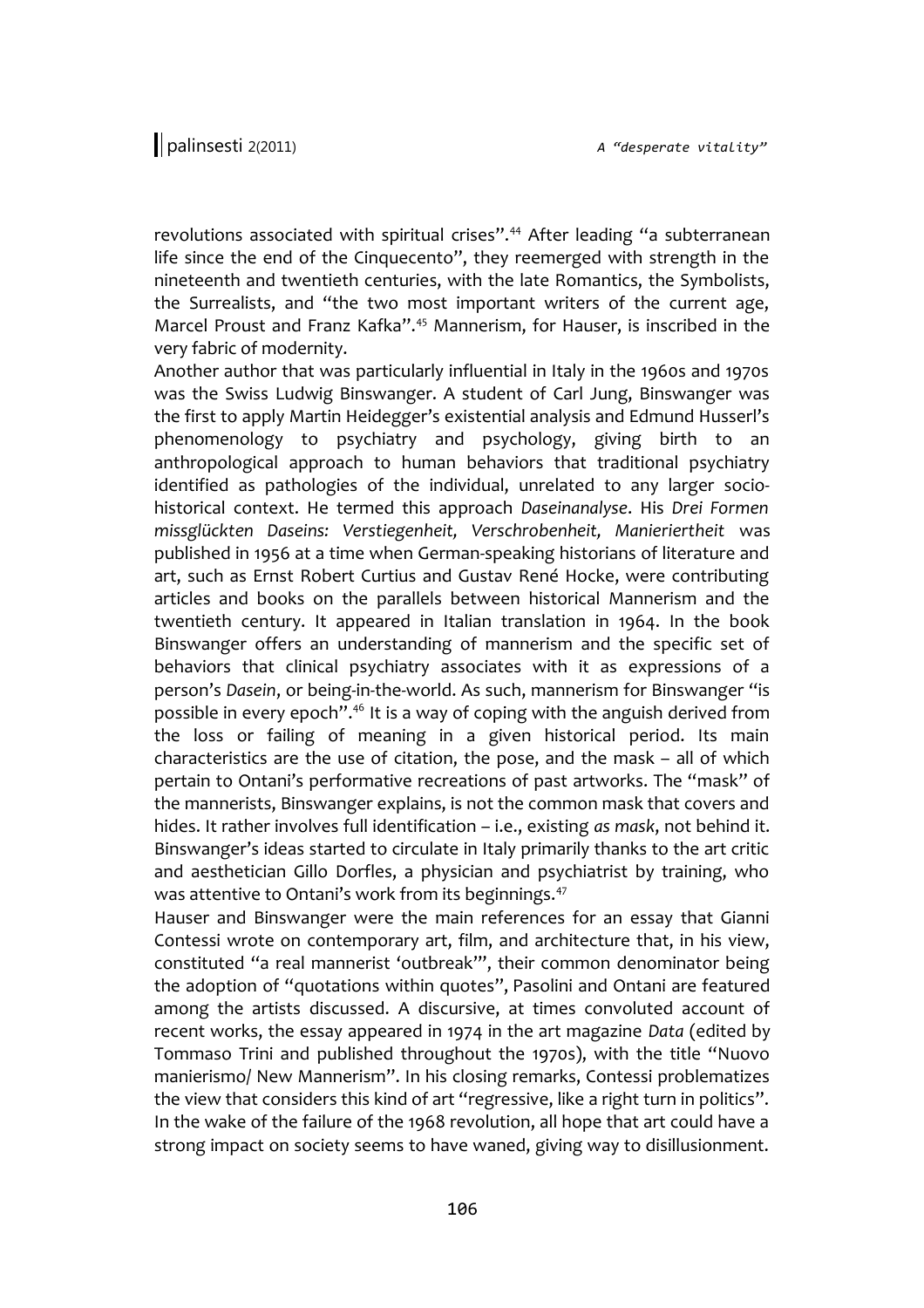revolutions associated with spiritual crises".[44] After leading "a subterranean life since the end of the Cinquecento", they reemerged with strength in the nineteenth and twentieth centuries, with the late Romantics, the Symbolists, the Surrealists, and "the two most important writers of the current age, Marcel Proust and Franz Kafka".[45] Mannerism, for Hauser, is inscribed in the very fabric of modernity.

Another author that was particularly influential in Italy in the 1960s and 1970s was the Swiss Ludwig Binswanger. A student of Carl Jung, Binswanger was the first to apply Martin Heidegger's existential analysis and Edmund Husserl's phenomenology to psychiatry and psychology, giving birth to an anthropological approach to human behaviors that traditional psychiatry identified as pathologies of the individual, unrelated to any larger socio-historical context. He termed this approach *Daseinanalyse*. His *Drei Formen missglückten Daseins: Verstiegenheit, Verschrobenheit, Manieriertheit* was published in 1956 at a time when German-speaking historians of literature and art, such as Ernst Robert Curtius and Gustav René Hocke, were contributing articles and books on the parallels between historical Mannerism and the twentieth century. It appeared in Italian translation in 1964. In the book Binswanger offers an understanding of mannerism and the specific set of behaviors that clinical psychiatry associates with it as expressions of a person's *Dasein*, or being-in-the-world. As such, mannerism for Binswanger "is possible in every epoch".[46] It is a way of coping with the anguish derived from the loss or failing of meaning in a given historical period. Its main characteristics are the use of citation, the pose, and the mask – all of which pertain to Ontani's performative recreations of past artworks. The "mask" of the mannerists, Binswanger explains, is not the common mask that covers and hides. It rather involves full identification – i.e., existing *as mask*, not behind it. Binswanger's ideas started to circulate in Italy primarily thanks to the art critic and aesthetician Gillo Dorfles, a physician and psychiatrist by training, who was attentive to Ontani's work from its beginnings.[47]

Hauser and Binswanger were the main references for an essay that Gianni Contessi wrote on contemporary art, film, and architecture that, in his view, constituted "a real mannerist 'outbreak'", their common denominator being the adoption of "quotations within quotes", Pasolini and Ontani are featured among the artists discussed. A discursive, at times convoluted account of recent works, the essay appeared in 1974 in the art magazine *Data* (edited by Tommaso Trini and published throughout the 1970s), with the title "Nuovo manierismo/ New Mannerism". In his closing remarks, Contessi problematizes the view that considers this kind of art "regressive, like a right turn in politics". In the wake of the failure of the 1968 revolution, all hope that art could have a strong impact on society seems to have waned, giving way to disillusionment.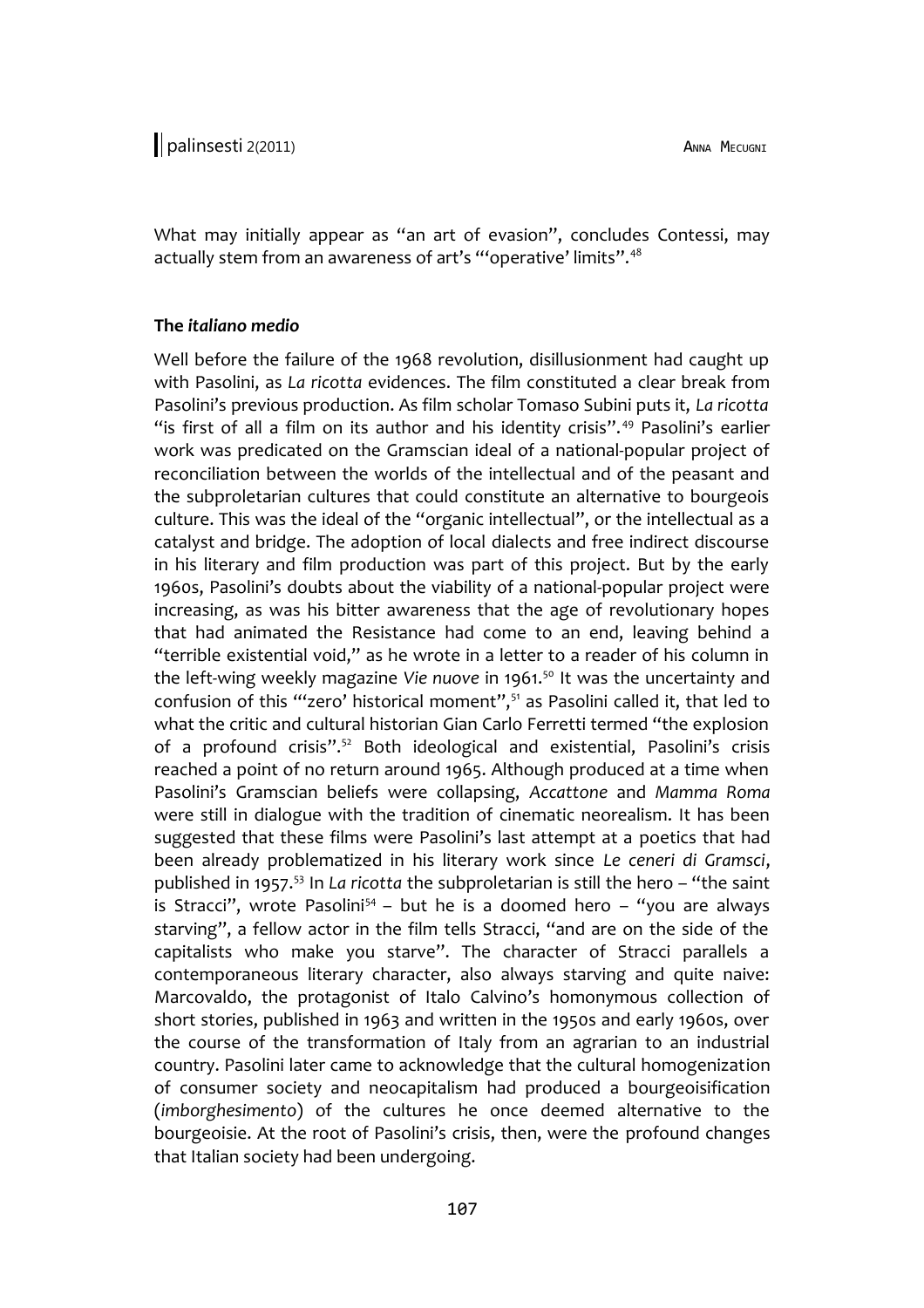What may initially appear as "an art of evasion", concludes Contessi, may actually stem from an awareness of art's "'operative' limits".[48]

### The *italiano medio*

Well before the failure of the 1968 revolution, disillusionment had caught up with Pasolini, as *La ricotta* evidences. The film constituted a clear break from Pasolini's previous production. As film scholar Tomaso Subini puts it, *La ricotta* "is first of all a film on its author and his identity crisis".[49] Pasolini's earlier work was predicated on the Gramscian ideal of a national-popular project of reconciliation between the worlds of the intellectual and of the peasant and the subproletarian cultures that could constitute an alternative to bourgeois culture. This was the ideal of the "organic intellectual", or the intellectual as a catalyst and bridge. The adoption of local dialects and free indirect discourse in his literary and film production was part of this project. But by the early 1960s, Pasolini's doubts about the viability of a national-popular project were increasing, as was his bitter awareness that the age of revolutionary hopes that had animated the Resistance had come to an end, leaving behind a "terrible existential void," as he wrote in a letter to a reader of his column in the left-wing weekly magazine *Vie nuove* in 1961.[50] It was the uncertainty and confusion of this "'zero' historical moment",[51] as Pasolini called it, that led to what the critic and cultural historian Gian Carlo Ferretti termed "the explosion of a profound crisis".[52] Both ideological and existential, Pasolini's crisis reached a point of no return around 1965. Although produced at a time when Pasolini's Gramscian beliefs were collapsing, *Accattone* and *Mamma Roma* were still in dialogue with the tradition of cinematic neorealism. It has been suggested that these films were Pasolini's last attempt at a poetics that had been already problematized in his literary work since *Le ceneri di Gramsci*, published in 1957.[53] In *La ricotta* the subproletarian is still the hero – "the saint is Stracci", wrote Pasolini[54] – but he is a doomed hero – "you are always starving", a fellow actor in the film tells Stracci, "and are on the side of the capitalists who make you starve". The character of Stracci parallels a contemporaneous literary character, also always starving and quite naive: Marcovaldo, the protagonist of Italo Calvino's homonymous collection of short stories, published in 1963 and written in the 1950s and early 1960s, over the course of the transformation of Italy from an agrarian to an industrial country. Pasolini later came to acknowledge that the cultural homogenization of consumer society and neocapitalism had produced a bourgeoisification (*imborghesimento*) of the cultures he once deemed alternative to the bourgeoisie. At the root of Pasolini's crisis, then, were the profound changes that Italian society had been undergoing.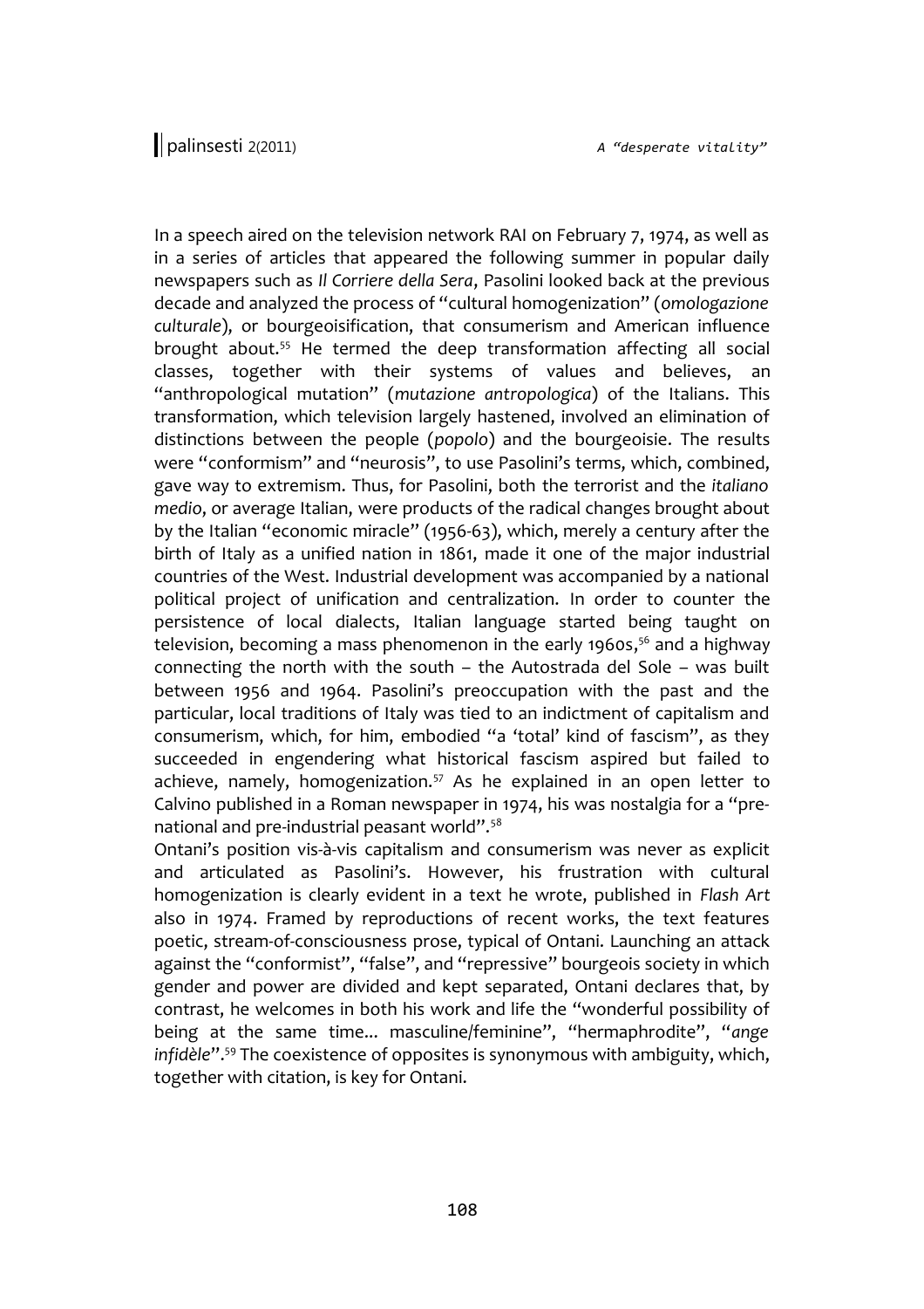In a speech aired on the television network RAI on February 7, 1974, as well as in a series of articles that appeared the following summer in popular daily newspapers such as *Il Corriere della Sera*, Pasolini looked back at the previous decade and analyzed the process of "cultural homogenization" (*omologazione culturale*), or bourgeoisification, that consumerism and American influence brought about.[55] He termed the deep transformation affecting all social classes, together with their systems of values and believes, an "anthropological mutation" (*mutazione antropologica*) of the Italians. This transformation, which television largely hastened, involved an elimination of distinctions between the people (*popolo*) and the bourgeoisie. The results were "conformism" and "neurosis", to use Pasolini's terms, which, combined, gave way to extremism. Thus, for Pasolini, both the terrorist and the *italiano medio*, or average Italian, were products of the radical changes brought about by the Italian "economic miracle" (1956-63), which, merely a century after the birth of Italy as a unified nation in 1861, made it one of the major industrial countries of the West. Industrial development was accompanied by a national political project of unification and centralization. In order to counter the persistence of local dialects, Italian language started being taught on television, becoming a mass phenomenon in the early 1960s,[56] and a highway connecting the north with the south – the Autostrada del Sole – was built between 1956 and 1964. Pasolini's preoccupation with the past and the particular, local traditions of Italy was tied to an indictment of capitalism and consumerism, which, for him, embodied "a 'total' kind of fascism", as they succeeded in engendering what historical fascism aspired but failed to achieve, namely, homogenization.[57] As he explained in an open letter to Calvino published in a Roman newspaper in 1974, his was nostalgia for a "pre-national and pre-industrial peasant world".[58]

Ontani's position vis-à-vis capitalism and consumerism was never as explicit and articulated as Pasolini's. However, his frustration with cultural homogenization is clearly evident in a text he wrote, published in *Flash Art* also in 1974. Framed by reproductions of recent works, the text features poetic, stream-of-consciousness prose, typical of Ontani. Launching an attack against the "conformist", "false", and "repressive" bourgeois society in which gender and power are divided and kept separated, Ontani declares that, by contrast, he welcomes in both his work and life the "wonderful possibility of being at the same time... masculine/feminine", "hermaphrodite", "*ange infidèle*".[59] The coexistence of opposites is synonymous with ambiguity, which, together with citation, is key for Ontani.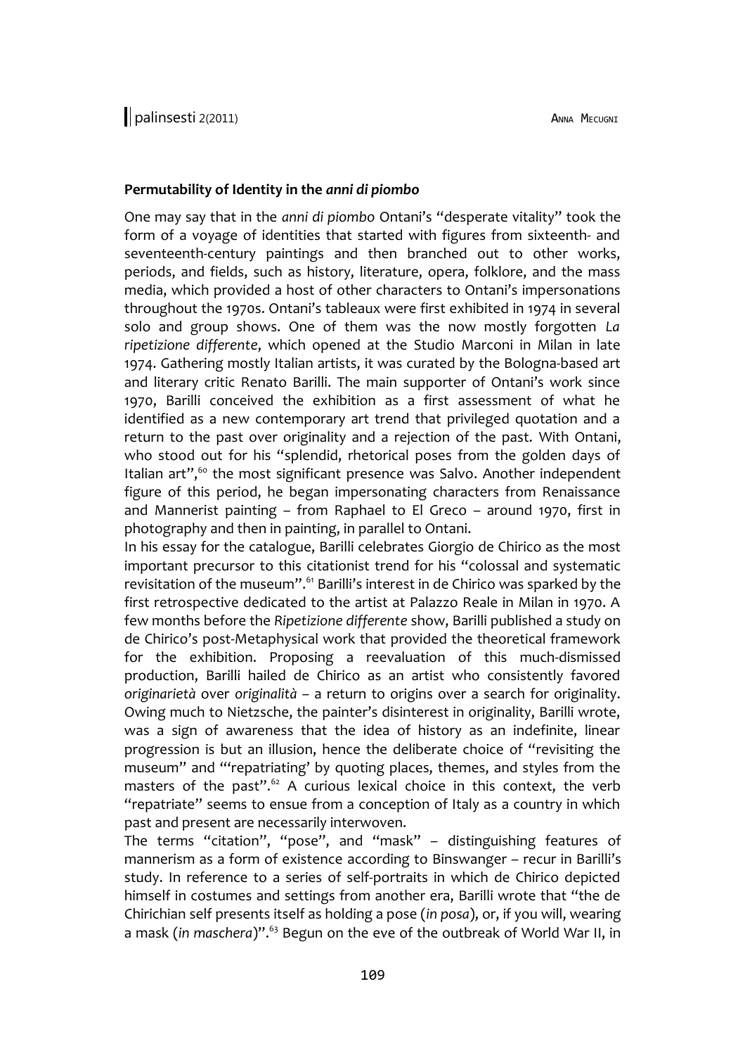**Permutability of Identity in the *anni di piombo***

One may say that in the *anni di piombo* Ontani's "desperate vitality" took the form of a voyage of identities that started with figures from sixteenth- and seventeenth-century paintings and then branched out to other works, periods, and fields, such as history, literature, opera, folklore, and the mass media, which provided a host of other characters to Ontani's impersonations throughout the 1970s. Ontani's tableaux were first exhibited in 1974 in several solo and group shows. One of them was the now mostly forgotten *La ripetizione differente*, which opened at the Studio Marconi in Milan in late 1974. Gathering mostly Italian artists, it was curated by the Bologna-based art and literary critic Renato Barilli. The main supporter of Ontani's work since 1970, Barilli conceived the exhibition as a first assessment of what he identified as a new contemporary art trend that privileged quotation and a return to the past over originality and a rejection of the past. With Ontani, who stood out for his "splendid, rhetorical poses from the golden days of Italian art",[60] the most significant presence was Salvo. Another independent figure of this period, he began impersonating characters from Renaissance and Mannerist painting – from Raphael to El Greco – around 1970, first in photography and then in painting, in parallel to Ontani.

In his essay for the catalogue, Barilli celebrates Giorgio de Chirico as the most important precursor to this citationist trend for his "colossal and systematic revisitation of the museum".[61] Barilli's interest in de Chirico was sparked by the first retrospective dedicated to the artist at Palazzo Reale in Milan in 1970. A few months before the *Ripetizione differente* show, Barilli published a study on de Chirico's post-Metaphysical work that provided the theoretical framework for the exhibition. Proposing a reevaluation of this much-dismissed production, Barilli hailed de Chirico as an artist who consistently favored *originarietà* over *originalità* – a return to origins over a search for originality. Owing much to Nietzsche, the painter's disinterest in originality, Barilli wrote, was a sign of awareness that the idea of history as an indefinite, linear progression is but an illusion, hence the deliberate choice of "revisiting the museum" and "'repatriating' by quoting places, themes, and styles from the masters of the past".[62] A curious lexical choice in this context, the verb "repatriate" seems to ensue from a conception of Italy as a country in which past and present are necessarily interwoven.

The terms "citation", "pose", and "mask" – distinguishing features of mannerism as a form of existence according to Binswanger – recur in Barilli's study. In reference to a series of self-portraits in which de Chirico depicted himself in costumes and settings from another era, Barilli wrote that "the de Chirichian self presents itself as holding a pose (*in posa*), or, if you will, wearing a mask (*in maschera*)".[63] Begun on the eve of the outbreak of World War II, in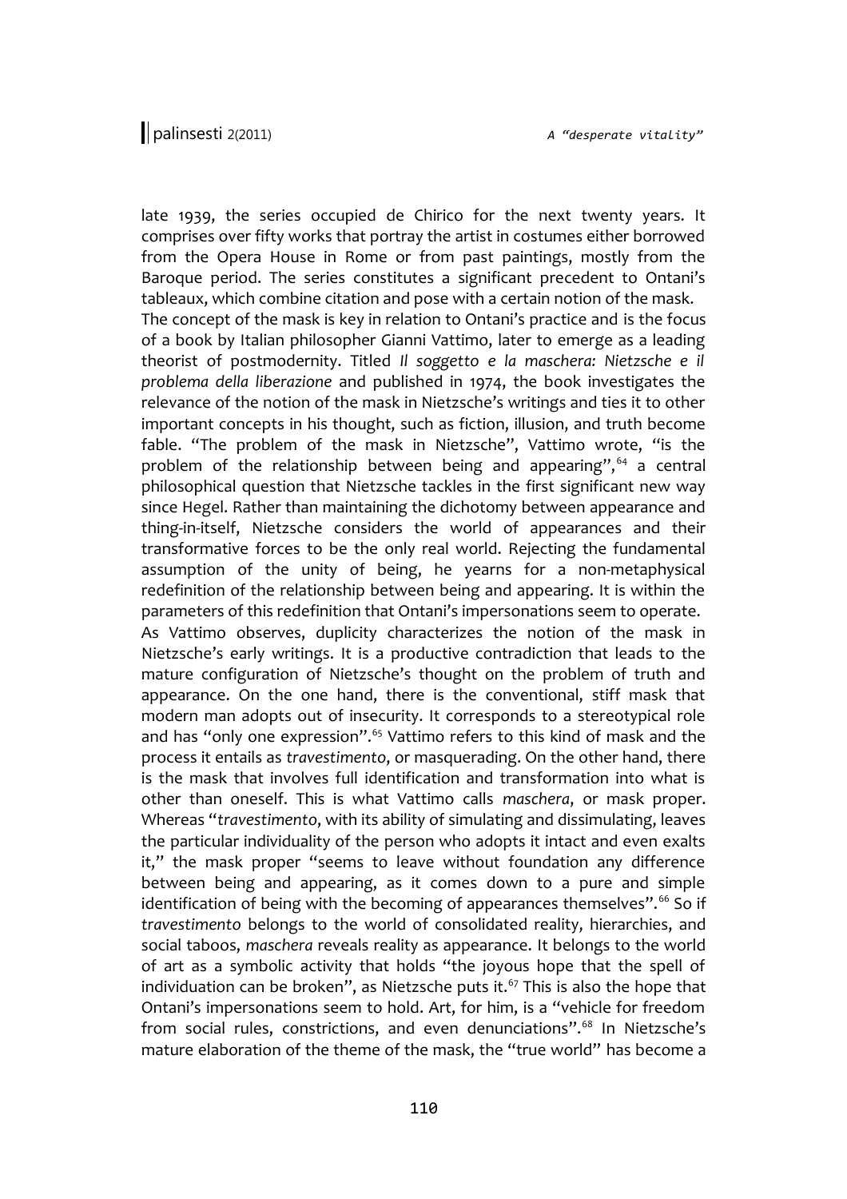late 1939, the series occupied de Chirico for the next twenty years. It comprises over fifty works that portray the artist in costumes either borrowed from the Opera House in Rome or from past paintings, mostly from the Baroque period. The series constitutes a significant precedent to Ontani's tableaux, which combine citation and pose with a certain notion of the mask.

The concept of the mask is key in relation to Ontani's practice and is the focus of a book by Italian philosopher Gianni Vattimo, later to emerge as a leading theorist of postmodernity. Titled *Il soggetto e la maschera: Nietzsche e il problema della liberazione* and published in 1974, the book investigates the relevance of the notion of the mask in Nietzsche's writings and ties it to other important concepts in his thought, such as fiction, illusion, and truth become fable. "The problem of the mask in Nietzsche", Vattimo wrote, "is the problem of the relationship between being and appearing",[64] a central philosophical question that Nietzsche tackles in the first significant new way since Hegel. Rather than maintaining the dichotomy between appearance and thing-in-itself, Nietzsche considers the world of appearances and their transformative forces to be the only real world. Rejecting the fundamental assumption of the unity of being, he yearns for a non-metaphysical redefinition of the relationship between being and appearing. It is within the parameters of this redefinition that Ontani's impersonations seem to operate.

As Vattimo observes, duplicity characterizes the notion of the mask in Nietzsche's early writings. It is a productive contradiction that leads to the mature configuration of Nietzsche's thought on the problem of truth and appearance. On the one hand, there is the conventional, stiff mask that modern man adopts out of insecurity. It corresponds to a stereotypical role and has "only one expression".[65] Vattimo refers to this kind of mask and the process it entails as *travestimento*, or masquerading. On the other hand, there is the mask that involves full identification and transformation into what is other than oneself. This is what Vattimo calls *maschera*, or mask proper. Whereas "*travestimento*, with its ability of simulating and dissimulating, leaves the particular individuality of the person who adopts it intact and even exalts it," the mask proper "seems to leave without foundation any difference between being and appearing, as it comes down to a pure and simple identification of being with the becoming of appearances themselves".[66] So if *travestimento* belongs to the world of consolidated reality, hierarchies, and social taboos, *maschera* reveals reality as appearance. It belongs to the world of art as a symbolic activity that holds "the joyous hope that the spell of individuation can be broken", as Nietzsche puts it.[67] This is also the hope that Ontani's impersonations seem to hold. Art, for him, is a "vehicle for freedom from social rules, constrictions, and even denunciations".[68] In Nietzsche's mature elaboration of the theme of the mask, the "true world" has become a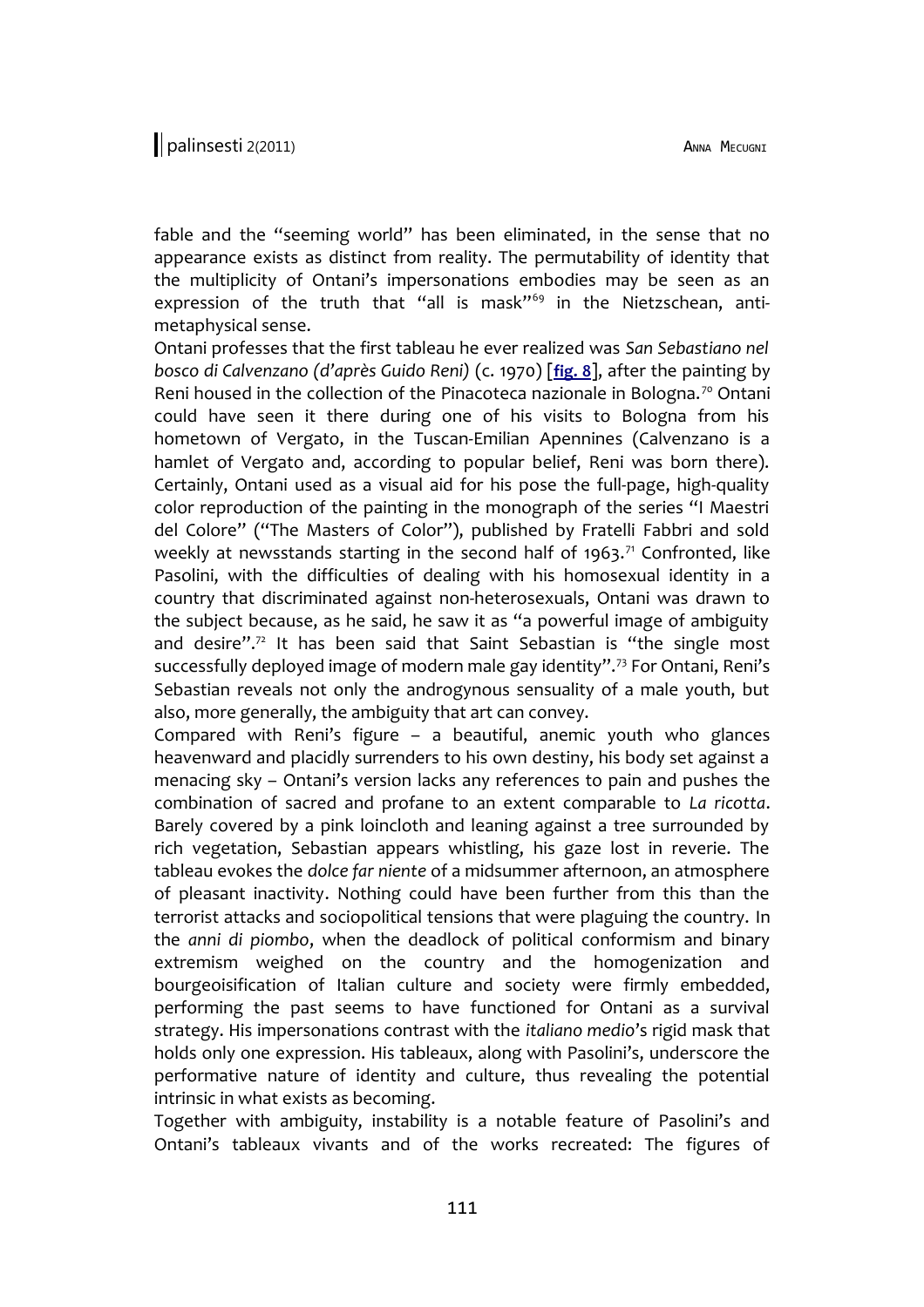fable and the "seeming world" has been eliminated, in the sense that no appearance exists as distinct from reality. The permutability of identity that the multiplicity of Ontani's impersonations embodies may be seen as an expression of the truth that "all is mask"[69] in the Nietzschean, anti-metaphysical sense.

Ontani professes that the first tableau he ever realized was *San Sebastiano nel bosco di Calvenzano (d'après Guido Reni)* (c. 1970) [**fig. 8**], after the painting by Reni housed in the collection of the Pinacoteca nazionale in Bologna.[70] Ontani could have seen it there during one of his visits to Bologna from his hometown of Vergato, in the Tuscan-Emilian Apennines (Calvenzano is a hamlet of Vergato and, according to popular belief, Reni was born there). Certainly, Ontani used as a visual aid for his pose the full-page, high-quality color reproduction of the painting in the monograph of the series "I Maestri del Colore" ("The Masters of Color"), published by Fratelli Fabbri and sold weekly at newsstands starting in the second half of 1963.[71] Confronted, like Pasolini, with the difficulties of dealing with his homosexual identity in a country that discriminated against non-heterosexuals, Ontani was drawn to the subject because, as he said, he saw it as "a powerful image of ambiguity and desire".[72] It has been said that Saint Sebastian is "the single most successfully deployed image of modern male gay identity".[73] For Ontani, Reni's Sebastian reveals not only the androgynous sensuality of a male youth, but also, more generally, the ambiguity that art can convey.

Compared with Reni's figure – a beautiful, anemic youth who glances heavenward and placidly surrenders to his own destiny, his body set against a menacing sky – Ontani's version lacks any references to pain and pushes the combination of sacred and profane to an extent comparable to *La ricotta*. Barely covered by a pink loincloth and leaning against a tree surrounded by rich vegetation, Sebastian appears whistling, his gaze lost in reverie. The tableau evokes the *dolce far niente* of a midsummer afternoon, an atmosphere of pleasant inactivity. Nothing could have been further from this than the terrorist attacks and sociopolitical tensions that were plaguing the country. In the *anni di piombo*, when the deadlock of political conformism and binary extremism weighed on the country and the homogenization and bourgeoisification of Italian culture and society were firmly embedded, performing the past seems to have functioned for Ontani as a survival strategy. His impersonations contrast with the *italiano medio*'s rigid mask that holds only one expression. His tableaux, along with Pasolini's, underscore the performative nature of identity and culture, thus revealing the potential intrinsic in what exists as becoming.

Together with ambiguity, instability is a notable feature of Pasolini's and Ontani's tableaux vivants and of the works recreated: The figures of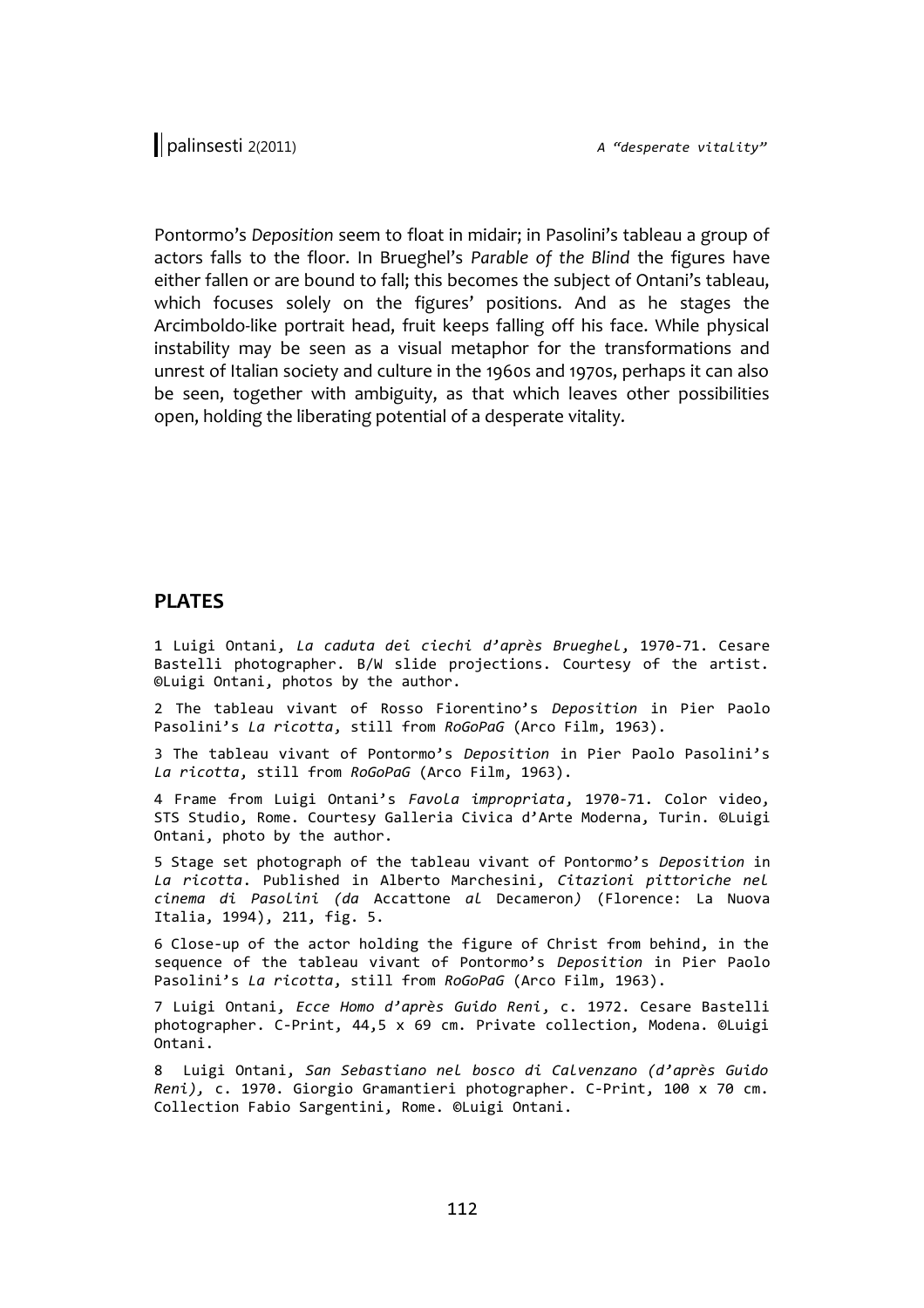Pontormo's *Deposition* seem to float in midair; in Pasolini's tableau a group of actors falls to the floor. In Brueghel's *Parable of the Blind* the figures have either fallen or are bound to fall; this becomes the subject of Ontani's tableau, which focuses solely on the figures' positions. And as he stages the Arcimboldo-like portrait head, fruit keeps falling off his face. While physical instability may be seen as a visual metaphor for the transformations and unrest of Italian society and culture in the 1960s and 1970s, perhaps it can also be seen, together with ambiguity, as that which leaves other possibilities open, holding the liberating potential of a desperate vitality.

## PLATES

1 Luigi Ontani, *La caduta dei ciechi d'après Brueghel*, 1970-71. Cesare Bastelli photographer. B/W slide projections. Courtesy of the artist. ©Luigi Ontani, photos by the author.

2 The tableau vivant of Rosso Fiorentino's *Deposition* in Pier Paolo Pasolini's *La ricotta*, still from *RoGoPaG* (Arco Film, 1963).

3 The tableau vivant of Pontormo's *Deposition* in Pier Paolo Pasolini's *La ricotta*, still from *RoGoPaG* (Arco Film, 1963).

4 Frame from Luigi Ontani's *Favola impropriata*, 1970-71. Color video, STS Studio, Rome. Courtesy Galleria Civica d'Arte Moderna, Turin. ©Luigi Ontani, photo by the author.

5 Stage set photograph of the tableau vivant of Pontormo's *Deposition* in *La ricotta*. Published in Alberto Marchesini, *Citazioni pittoriche nel cinema di Pasolini (da* Accattone *al* Decameron*)* (Florence: La Nuova Italia, 1994), 211, fig. 5.

6 Close-up of the actor holding the figure of Christ from behind, in the sequence of the tableau vivant of Pontormo's *Deposition* in Pier Paolo Pasolini's *La ricotta*, still from *RoGoPaG* (Arco Film, 1963).

7 Luigi Ontani, *Ecce Homo d'après Guido Reni*, c. 1972. Cesare Bastelli photographer. C-Print, 44,5 x 69 cm. Private collection, Modena. ©Luigi Ontani.

8 Luigi Ontani, *San Sebastiano nel bosco di Calvenzano (d'après Guido Reni)*, c. 1970. Giorgio Gramantieri photographer. C-Print, 100 x 70 cm. Collection Fabio Sargentini, Rome. ©Luigi Ontani.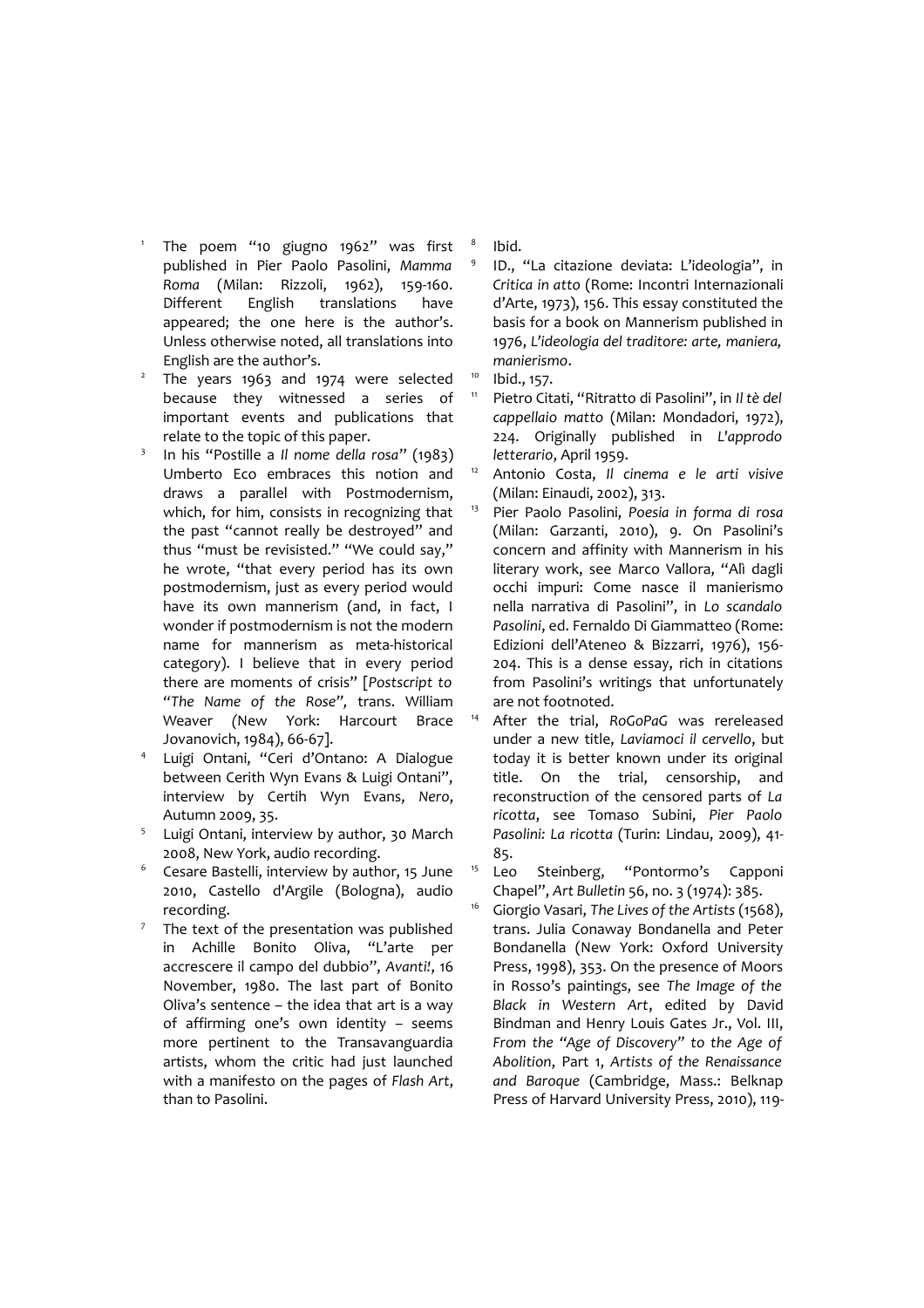1. The poem "10 giugno 1962" was first published in Pier Paolo Pasolini, *Mamma Roma* (Milan: Rizzoli, 1962), 159-160. Different English translations have appeared; the one here is the author's. Unless otherwise noted, all translations into English are the author's.
2. The years 1963 and 1974 were selected because they witnessed a series of important events and publications that relate to the topic of this paper.
3. In his "Postille a *Il nome della rosa*" (1983) Umberto Eco embraces this notion and draws a parallel with Postmodernism, which, for him, consists in recognizing that the past "cannot really be destroyed" and thus "must be revisisted." "We could say," he wrote, "that every period has its own postmodernism, just as every period would have its own mannerism (and, in fact, I wonder if postmodernism is not the modern name for mannerism as meta-historical category). I believe that in every period there are moments of crisis" [*Postscript to "The Name of the Rose"*, trans. William Weaver (New York: Harcourt Brace Jovanovich, 1984), 66-67].
4. Luigi Ontani, "Ceri d'Ontano: A Dialogue between Cerith Wyn Evans & Luigi Ontani", interview by Certih Wyn Evans, *Nero*, Autumn 2009, 35.
5. Luigi Ontani, interview by author, 30 March 2008, New York, audio recording.
6. Cesare Bastelli, interview by author, 15 June 2010, Castello d'Argile (Bologna), audio recording.
7. The text of the presentation was published in Achille Bonito Oliva, "L'arte per accrescere il campo del dubbio", *Avanti!*, 16 November, 1980. The last part of Bonito Oliva's sentence – the idea that art is a way of affirming one's own identity – seems more pertinent to the Transavanguardia artists, whom the critic had just launched with a manifesto on the pages of *Flash Art*, than to Pasolini.
8. Ibid.
9. ID., "La citazione deviata: L'ideologia", in *Critica in atto* (Rome: Incontri Internazionali d'Arte, 1973), 156. This essay constituted the basis for a book on Mannerism published in 1976, *L'ideologia del traditore: arte, maniera, manierismo*.
10. Ibid., 157.
11. Pietro Citati, "Ritratto di Pasolini", in *Il tè del cappellaio matto* (Milan: Mondadori, 1972), 224. Originally published in *L'approdo letterario*, April 1959.
12. Antonio Costa, *Il cinema e le arti visive* (Milan: Einaudi, 2002), 313.
13. Pier Paolo Pasolini, *Poesia in forma di rosa* (Milan: Garzanti, 2010), 9. On Pasolini's concern and affinity with Mannerism in his literary work, see Marco Vallora, "Alì dagli occhi impuri: Come nasce il manierismo nella narrativa di Pasolini", in *Lo scandalo Pasolini*, ed. Fernaldo Di Giammatteo (Rome: Edizioni dell'Ateneo & Bizzarri, 1976), 156-204. This is a dense essay, rich in citations from Pasolini's writings that unfortunately are not footnoted.
14. After the trial, *RoGoPaG* was rereleased under a new title, *Laviamoci il cervello*, but today it is better known under its original title. On the trial, censorship, and reconstruction of the censored parts of *La ricotta*, see Tomaso Subini, *Pier Paolo Pasolini: La ricotta* (Turin: Lindau, 2009), 41-85.
15. Leo Steinberg, "Pontormo's Capponi Chapel", *Art Bulletin* 56, no. 3 (1974): 385.
16. Giorgio Vasari, *The Lives of the Artists* (1568), trans. Julia Conaway Bondanella and Peter Bondanella (New York: Oxford University Press, 1998), 353. On the presence of Moors in Rosso's paintings, see *The Image of the Black in Western Art*, edited by David Bindman and Henry Louis Gates Jr., Vol. III, *From the "Age of Discovery" to the Age of Abolition*, Part 1, *Artists of the Renaissance and Baroque* (Cambridge, Mass.: Belknap Press of Harvard University Press, 2010), 119-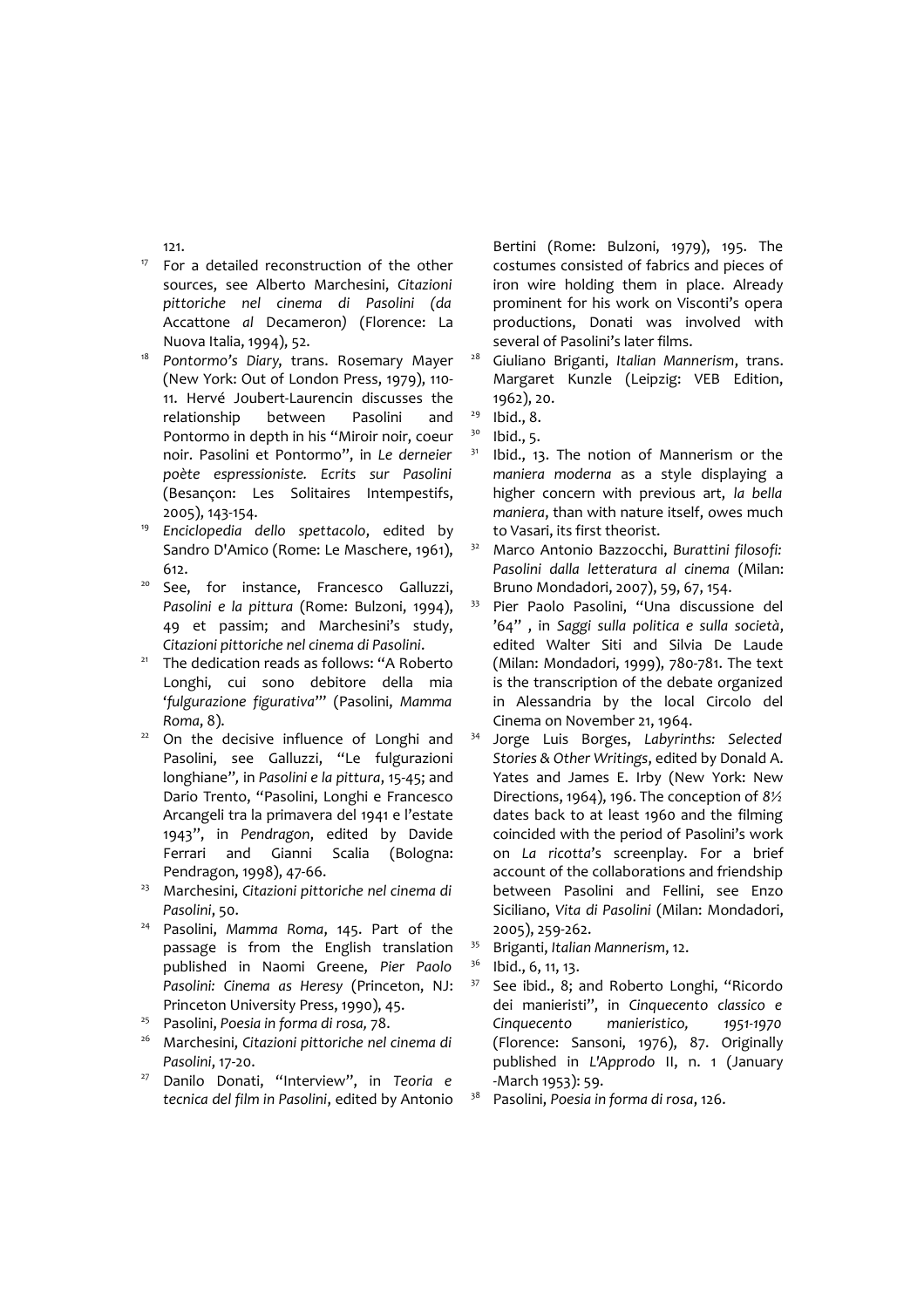121.

17 For a detailed reconstruction of the other sources, see Alberto Marchesini, *Citazioni pittoriche nel cinema di Pasolini (da* Accattone *al* Decameron*)* (Florence: La Nuova Italia, 1994), 52.

18 *Pontormo's Diary*, trans. Rosemary Mayer (New York: Out of London Press, 1979), 110-11. Hervé Joubert-Laurencin discusses the relationship between Pasolini and Pontormo in depth in his "Miroir noir, coeur noir. Pasolini et Pontormo", in *Le derneier poète espressioniste. Ecrits sur Pasolini* (Besançon: Les Solitaires Intempestifs, 2005), 143-154.

19 *Enciclopedia dello spettacolo*, edited by Sandro D'Amico (Rome: Le Maschere, 1961), 612.

20 See, for instance, Francesco Galluzzi, *Pasolini e la pittura* (Rome: Bulzoni, 1994), 49 et passim; and Marchesini's study, *Citazioni pittoriche nel cinema di Pasolini*.

21 The dedication reads as follows: "A Roberto Longhi, cui sono debitore della mia '*fulgurazione figurativa*'" (Pasolini, *Mamma Roma*, 8).

22 On the decisive influence of Longhi and Pasolini, see Galluzzi, "Le fulgurazioni longhiane", in *Pasolini e la pittura*, 15-45; and Dario Trento, "Pasolini, Longhi e Francesco Arcangeli tra la primavera del 1941 e l'estate 1943", in *Pendragon*, edited by Davide Ferrari and Gianni Scalia (Bologna: Pendragon, 1998), 47-66.

23 Marchesini, *Citazioni pittoriche nel cinema di Pasolini*, 50.

24 Pasolini, *Mamma Roma*, 145. Part of the passage is from the English translation published in Naomi Greene, *Pier Paolo Pasolini: Cinema as Heresy* (Princeton, NJ: Princeton University Press, 1990), 45.

25 Pasolini, *Poesia in forma di rosa*, 78.

26 Marchesini, *Citazioni pittoriche nel cinema di Pasolini*, 17-20.

27 Danilo Donati, "Interview", in *Teoria e tecnica del film in Pasolini*, edited by Antonio Bertini (Rome: Bulzoni, 1979), 195. The costumes consisted of fabrics and pieces of iron wire holding them in place. Already prominent for his work on Visconti's opera productions, Donati was involved with several of Pasolini's later films.

28 Giuliano Briganti, *Italian Mannerism*, trans. Margaret Kunzle (Leipzig: VEB Edition, 1962), 20.

29 Ibid., 8.

30 Ibid., 5.

31 Ibid., 13. The notion of Mannerism or the *maniera moderna* as a style displaying a higher concern with previous art, *la bella maniera*, than with nature itself, owes much to Vasari, its first theorist.

32 Marco Antonio Bazzocchi, *Burattini filosofi: Pasolini dalla letteratura al cinema* (Milan: Bruno Mondadori, 2007), 59, 67, 154.

33 Pier Paolo Pasolini, "Una discussione del '64" , in *Saggi sulla politica e sulla società*, edited Walter Siti and Silvia De Laude (Milan: Mondadori, 1999), 780-781. The text is the transcription of the debate organized in Alessandria by the local Circolo del Cinema on November 21, 1964.

34 Jorge Luis Borges, *Labyrinths: Selected Stories & Other Writings*, edited by Donald A. Yates and James E. Irby (New York: New Directions, 1964), 196. The conception of *8½* dates back to at least 1960 and the filming coincided with the period of Pasolini's work on *La ricotta*'s screenplay. For a brief account of the collaborations and friendship between Pasolini and Fellini, see Enzo Siciliano, *Vita di Pasolini* (Milan: Mondadori, 2005), 259-262.

35 Briganti, *Italian Mannerism*, 12.

36 Ibid., 6, 11, 13.

37 See ibid., 8; and Roberto Longhi, "Ricordo dei manieristi", in *Cinquecento classico e Cinquecento manieristico, 1951-1970* (Florence: Sansoni, 1976), 87. Originally published in *L'Approdo* II, n. 1 (January -March 1953): 59.

38 Pasolini, *Poesia in forma di rosa*, 126.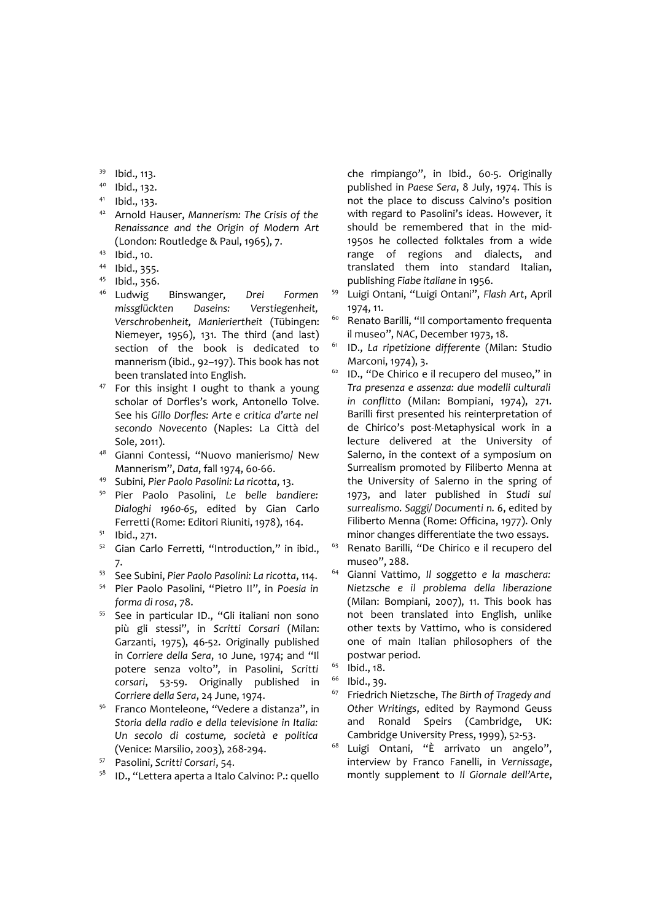[39] Ibid., 113.

[40] Ibid., 132.

[41] Ibid., 133.

[42] Arnold Hauser, *Mannerism: The Crisis of the Renaissance and the Origin of Modern Art* (London: Routledge & Paul, 1965), 7.

[43] Ibid., 10.

[44] Ibid., 355.

[45] Ibid., 356.

[46] Ludwig Binswanger, *Drei Formen missglückten Daseins: Verstiegenheit, Verschrobenheit, Manieriertheit* (Tübingen: Niemeyer, 1956), 131. The third (and last) section of the book is dedicated to mannerism (ibid., 92–197). This book has not been translated into English.

[47] For this insight I ought to thank a young scholar of Dorfles's work, Antonello Tolve. See his *Gillo Dorfles: Arte e critica d'arte nel secondo Novecento* (Naples: La Città del Sole, 2011).

[48] Gianni Contessi, "Nuovo manierismo/ New Mannerism", *Data*, fall 1974, 60-66.

[49] Subini, *Pier Paolo Pasolini: La ricotta*, 13.

[50] Pier Paolo Pasolini, *Le belle bandiere: Dialoghi 1960-65*, edited by Gian Carlo Ferretti (Rome: Editori Riuniti, 1978), 164.

[51] Ibid., 271.

[52] Gian Carlo Ferretti, "Introduction," in ibid., 7.

[53] See Subini, *Pier Paolo Pasolini: La ricotta*, 114.

[54] Pier Paolo Pasolini, "Pietro II", in *Poesia in forma di rosa*, 78.

[55] See in particular ID., "Gli italiani non sono più gli stessi", in *Scritti Corsari* (Milan: Garzanti, 1975), 46-52. Originally published in *Corriere della Sera*, 10 June, 1974; and "Il potere senza volto", in Pasolini, *Scritti corsari*, 53-59. Originally published in *Corriere della Sera*, 24 June, 1974.

[56] Franco Monteleone, "Vedere a distanza", in *Storia della radio e della televisione in Italia: Un secolo di costume, società e politica* (Venice: Marsilio, 2003), 268-294.

[57] Pasolini, *Scritti Corsari*, 54.

[58] ID., "Lettera aperta a Italo Calvino: P.: quello che rimpiango", in Ibid., 60-5. Originally published in *Paese Sera*, 8 July, 1974. This is not the place to discuss Calvino's position with regard to Pasolini's ideas. However, it should be remembered that in the mid-1950s he collected folktales from a wide range of regions and dialects, and translated them into standard Italian, publishing *Fiabe italiane* in 1956.

[59] Luigi Ontani, "Luigi Ontani", *Flash Art*, April 1974, 11.

[60] Renato Barilli, "Il comportamento frequenta il museo", *NAC*, December 1973, 18.

[61] ID., *La ripetizione differente* (Milan: Studio Marconi, 1974), 3.

[62] ID., "De Chirico e il recupero del museo," in *Tra presenza e assenza: due modelli culturali in conflitto* (Milan: Bompiani, 1974), 271. Barilli first presented his reinterpretation of de Chirico's post-Metaphysical work in a lecture delivered at the University of Salerno, in the context of a symposium on Surrealism promoted by Filiberto Menna at the University of Salerno in the spring of 1973, and later published in *Studi sul surrealismo. Saggi/ Documenti n. 6*, edited by Filiberto Menna (Rome: Officina, 1977). Only minor changes differentiate the two essays.

[63] Renato Barilli, "De Chirico e il recupero del museo", 288.

[64] Gianni Vattimo, *Il soggetto e la maschera: Nietzsche e il problema della liberazione* (Milan: Bompiani, 2007), 11. This book has not been translated into English, unlike other texts by Vattimo, who is considered one of main Italian philosophers of the postwar period.

[65] Ibid., 18.

[66] Ibid., 39.

[67] Friedrich Nietzsche, *The Birth of Tragedy and Other Writings*, edited by Raymond Geuss and Ronald Speirs (Cambridge, UK: Cambridge University Press, 1999), 52-53.

[68] Luigi Ontani, "È arrivato un angelo", interview by Franco Fanelli, in *Vernissage*, montly supplement to *Il Giornale dell'Arte*,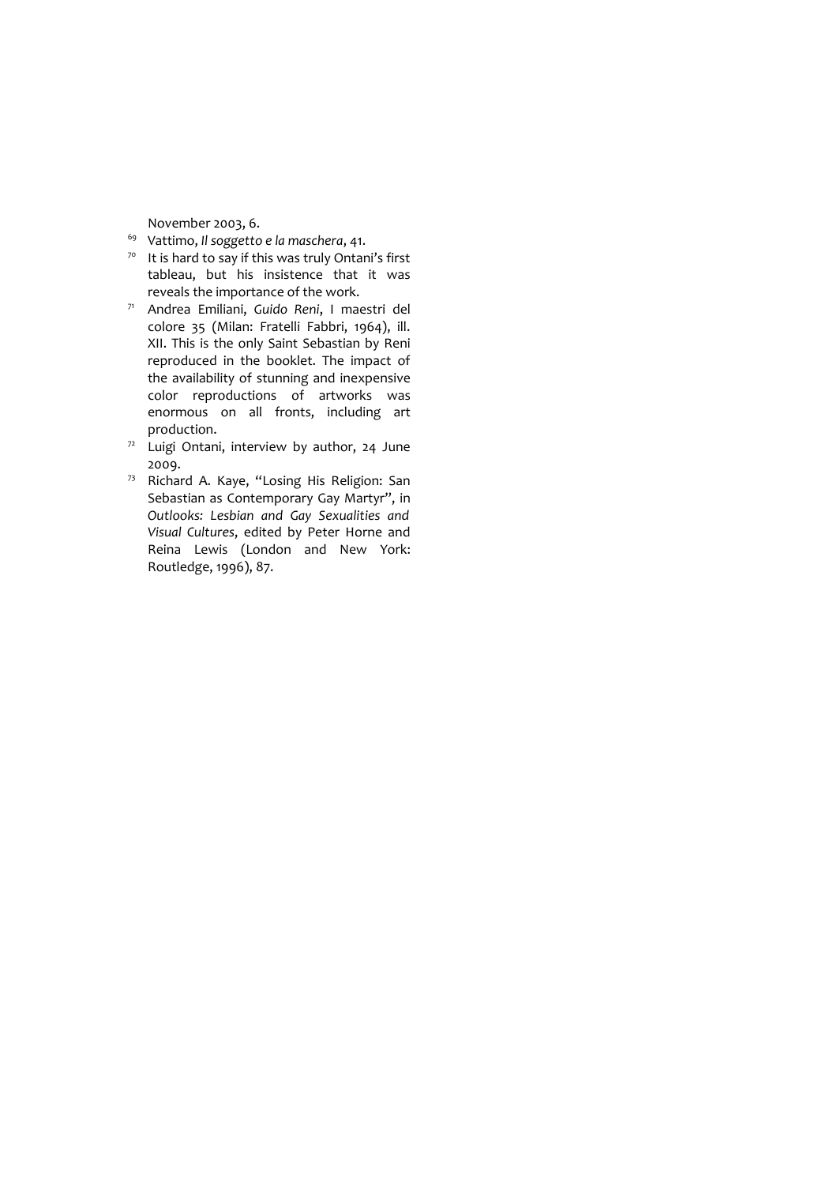November 2003, 6.

[69] Vattimo, *Il soggetto e la maschera*, 41.

[70] It is hard to say if this was truly Ontani's first tableau, but his insistence that it was reveals the importance of the work.

[71] Andrea Emiliani, *Guido Reni*, I maestri del colore 35 (Milan: Fratelli Fabbri, 1964), ill. XII. This is the only Saint Sebastian by Reni reproduced in the booklet. The impact of the availability of stunning and inexpensive color reproductions of artworks was enormous on all fronts, including art production.

[72] Luigi Ontani, interview by author, 24 June 2009.

[73] Richard A. Kaye, "Losing His Religion: San Sebastian as Contemporary Gay Martyr", in *Outlooks: Lesbian and Gay Sexualities and Visual Cultures*, edited by Peter Horne and Reina Lewis (London and New York: Routledge, 1996), 87.